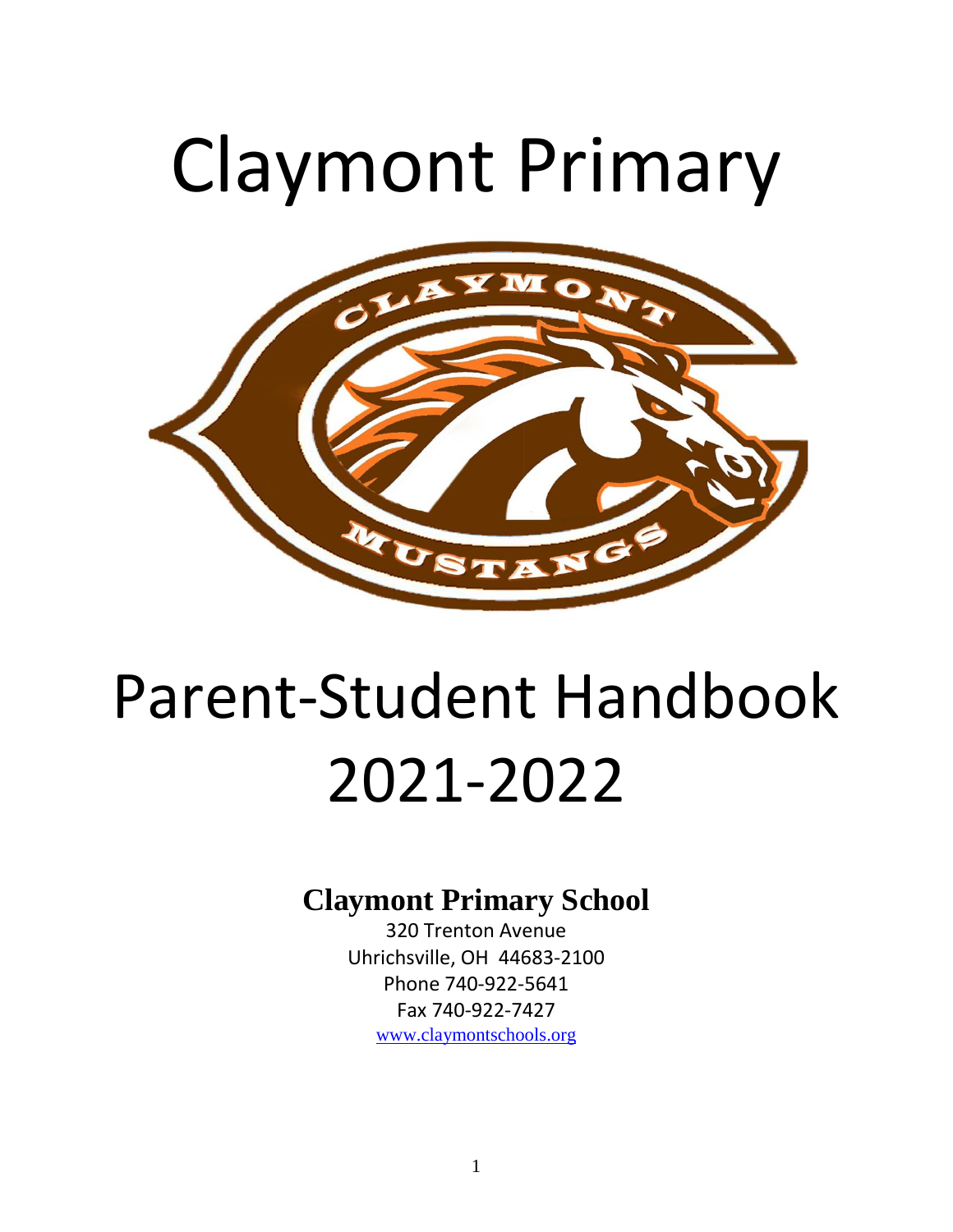# Claymont Primary

# Parent-Student Handbook 2021-2022

**Claymont Primary School**

320 Trenton Avenue
Uhrichsville, OH 44683-2100
Phone 740-922-5641
Fax 740-922-7427
www.claymontschools.org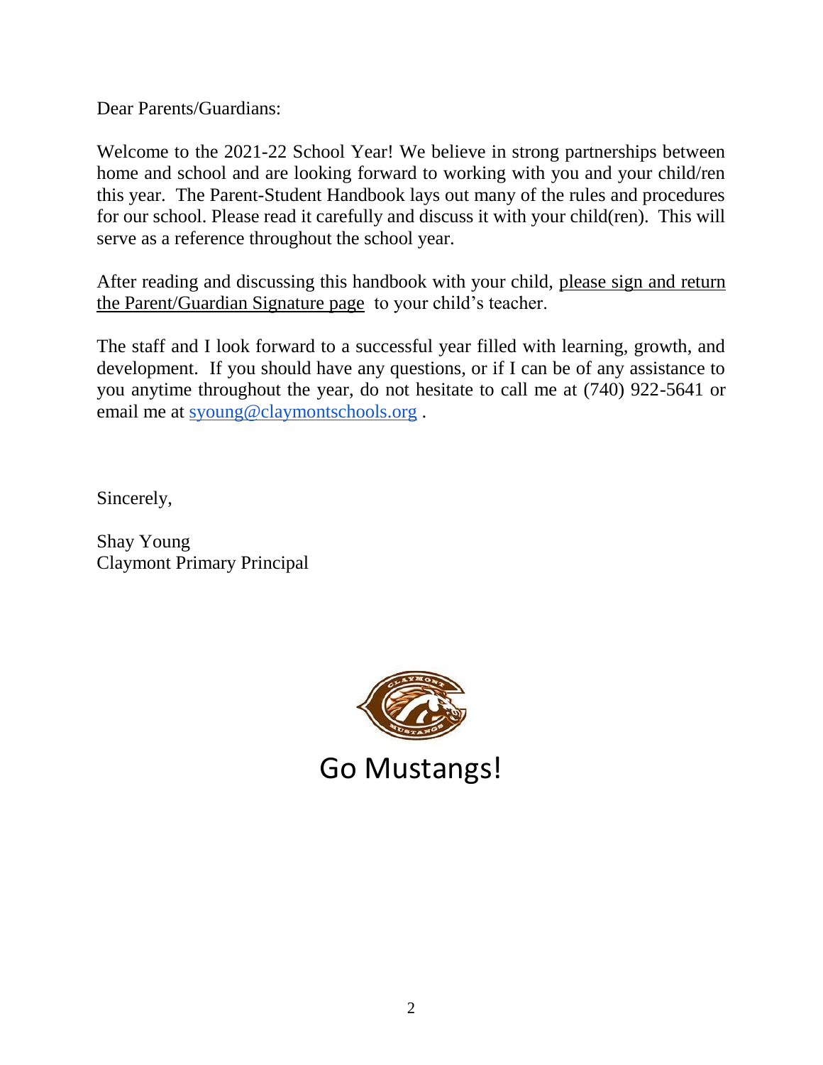Dear Parents/Guardians:

Welcome to the 2021-22 School Year! We believe in strong partnerships between home and school and are looking forward to working with you and your child/ren this year. The Parent-Student Handbook lays out many of the rules and procedures for our school. Please read it carefully and discuss it with your child(ren). This will serve as a reference throughout the school year.

After reading and discussing this handbook with your child, please sign and return the Parent/Guardian Signature page to your child's teacher.

The staff and I look forward to a successful year filled with learning, growth, and development. If you should have any questions, or if I can be of any assistance to you anytime throughout the year, do not hesitate to call me at (740) 922-5641 or email me at syoung@claymontschools.org .

Sincerely,

Shay Young
Claymont Primary Principal

Go Mustangs!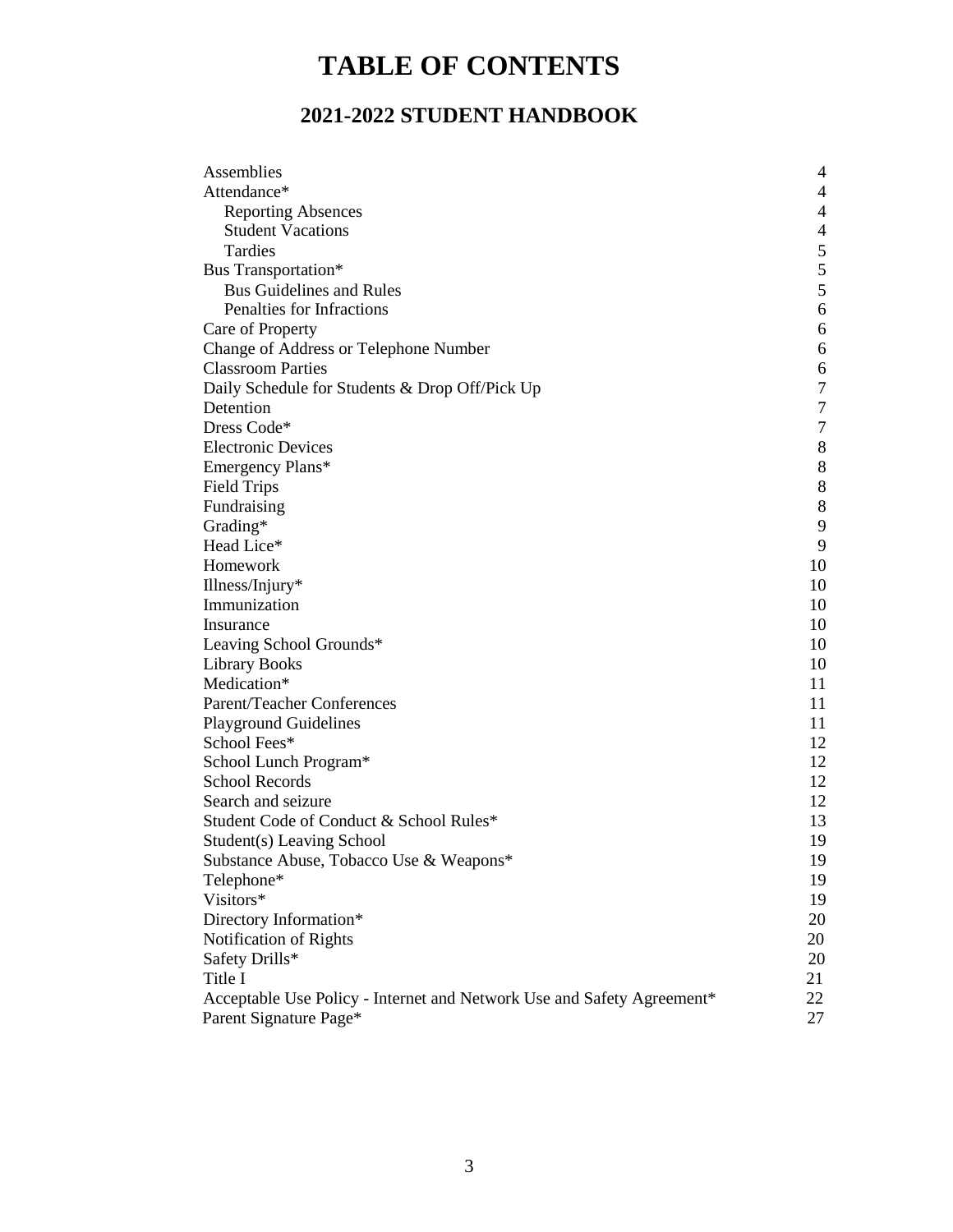# TABLE OF CONTENTS

## 2021-2022 STUDENT HANDBOOK

| | |
|---|---|
| Assemblies | 4 |
| Attendance* | 4 |
| &nbsp;&nbsp;Reporting Absences | 4 |
| &nbsp;&nbsp;Student Vacations | 4 |
| &nbsp;&nbsp;Tardies | 5 |
| Bus Transportation* | 5 |
| &nbsp;&nbsp;Bus Guidelines and Rules | 5 |
| &nbsp;&nbsp;Penalties for Infractions | 6 |
| Care of Property | 6 |
| Change of Address or Telephone Number | 6 |
| Classroom Parties | 6 |
| Daily Schedule for Students & Drop Off/Pick Up | 7 |
| Detention | 7 |
| Dress Code* | 7 |
| Electronic Devices | 8 |
| Emergency Plans* | 8 |
| Field Trips | 8 |
| Fundraising | 8 |
| Grading* | 9 |
| Head Lice* | 9 |
| Homework | 10 |
| Illness/Injury* | 10 |
| Immunization | 10 |
| Insurance | 10 |
| Leaving School Grounds* | 10 |
| Library Books | 10 |
| Medication* | 11 |
| Parent/Teacher Conferences | 11 |
| Playground Guidelines | 11 |
| School Fees* | 12 |
| School Lunch Program* | 12 |
| School Records | 12 |
| Search and seizure | 12 |
| Student Code of Conduct & School Rules* | 13 |
| Student(s) Leaving School | 19 |
| Substance Abuse, Tobacco Use & Weapons* | 19 |
| Telephone* | 19 |
| Visitors* | 19 |
| Directory Information* | 20 |
| Notification of Rights | 20 |
| Safety Drills* | 20 |
| Title I | 21 |
| Acceptable Use Policy - Internet and Network Use and Safety Agreement* | 22 |
| Parent Signature Page* | 27 |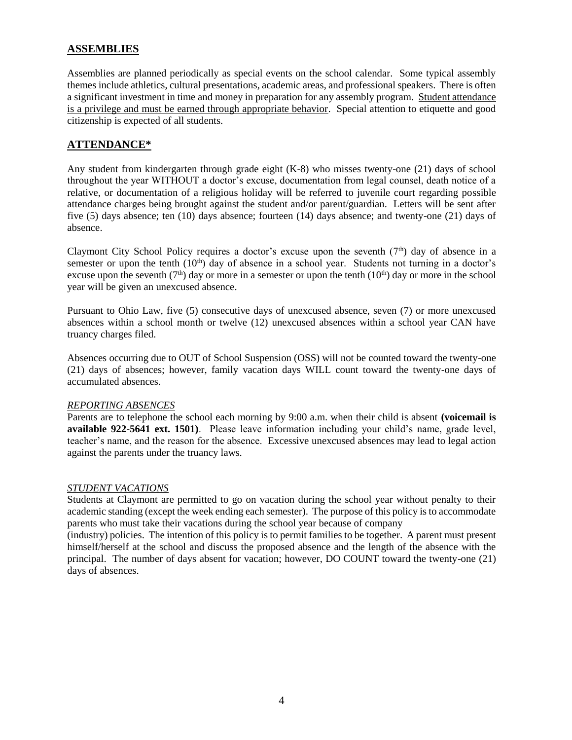## ASSEMBLIES

Assemblies are planned periodically as special events on the school calendar. Some typical assembly themes include athletics, cultural presentations, academic areas, and professional speakers. There is often a significant investment in time and money in preparation for any assembly program. Student attendance is a privilege and must be earned through appropriate behavior. Special attention to etiquette and good citizenship is expected of all students.

## ATTENDANCE*

Any student from kindergarten through grade eight (K-8) who misses twenty-one (21) days of school throughout the year WITHOUT a doctor's excuse, documentation from legal counsel, death notice of a relative, or documentation of a religious holiday will be referred to juvenile court regarding possible attendance charges being brought against the student and/or parent/guardian. Letters will be sent after five (5) days absence; ten (10) days absence; fourteen (14) days absence; and twenty-one (21) days of absence.

Claymont City School Policy requires a doctor's excuse upon the seventh (7th) day of absence in a semester or upon the tenth (10th) day of absence in a school year. Students not turning in a doctor's excuse upon the seventh (7th) day or more in a semester or upon the tenth (10th) day or more in the school year will be given an unexcused absence.

Pursuant to Ohio Law, five (5) consecutive days of unexcused absence, seven (7) or more unexcused absences within a school month or twelve (12) unexcused absences within a school year CAN have truancy charges filed.

Absences occurring due to OUT of School Suspension (OSS) will not be counted toward the twenty-one (21) days of absences; however, family vacation days WILL count toward the twenty-one days of accumulated absences.

*REPORTING ABSENCES*

Parents are to telephone the school each morning by 9:00 a.m. when their child is absent **(voicemail is available 922-5641 ext. 1501)**. Please leave information including your child's name, grade level, teacher's name, and the reason for the absence. Excessive unexcused absences may lead to legal action against the parents under the truancy laws.

*STUDENT VACATIONS*

Students at Claymont are permitted to go on vacation during the school year without penalty to their academic standing (except the week ending each semester). The purpose of this policy is to accommodate parents who must take their vacations during the school year because of company (industry) policies. The intention of this policy is to permit families to be together. A parent must present himself/herself at the school and discuss the proposed absence and the length of the absence with the principal. The number of days absent for vacation; however, DO COUNT toward the twenty-one (21) days of absences.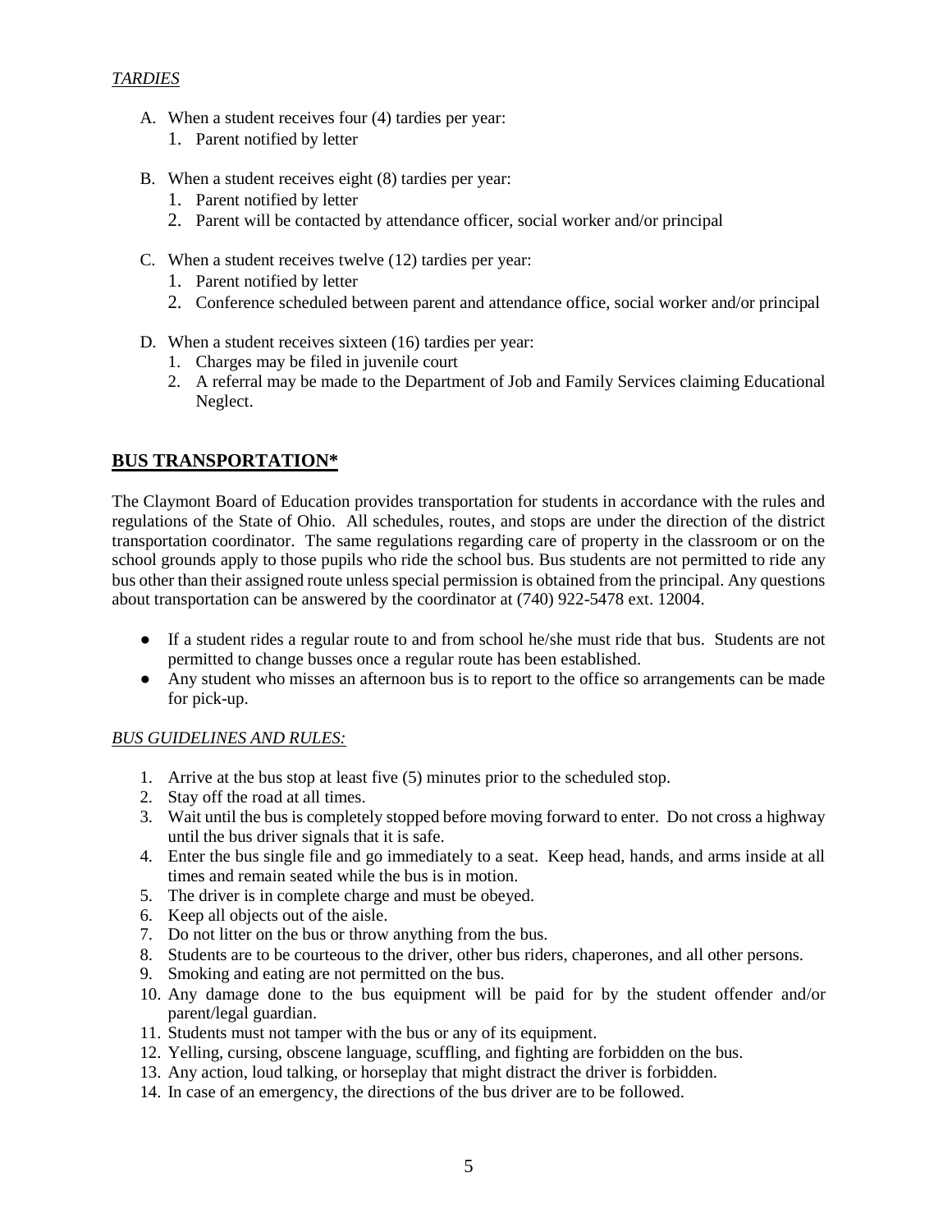*TARDIES*

A. When a student receives four (4) tardies per year:
   1. Parent notified by letter

B. When a student receives eight (8) tardies per year:
   1. Parent notified by letter
   2. Parent will be contacted by attendance officer, social worker and/or principal

C. When a student receives twelve (12) tardies per year:
   1. Parent notified by letter
   2. Conference scheduled between parent and attendance office, social worker and/or principal

D. When a student receives sixteen (16) tardies per year:
   1. Charges may be filed in juvenile court
   2. A referral may be made to the Department of Job and Family Services claiming Educational Neglect.

## BUS TRANSPORTATION*

The Claymont Board of Education provides transportation for students in accordance with the rules and regulations of the State of Ohio. All schedules, routes, and stops are under the direction of the district transportation coordinator. The same regulations regarding care of property in the classroom or on the school grounds apply to those pupils who ride the school bus. Bus students are not permitted to ride any bus other than their assigned route unless special permission is obtained from the principal. Any questions about transportation can be answered by the coordinator at (740) 922-5478 ext. 12004.

- If a student rides a regular route to and from school he/she must ride that bus. Students are not permitted to change busses once a regular route has been established.
- Any student who misses an afternoon bus is to report to the office so arrangements can be made for pick-up.

*BUS GUIDELINES AND RULES:*

1. Arrive at the bus stop at least five (5) minutes prior to the scheduled stop.
2. Stay off the road at all times.
3. Wait until the bus is completely stopped before moving forward to enter. Do not cross a highway until the bus driver signals that it is safe.
4. Enter the bus single file and go immediately to a seat. Keep head, hands, and arms inside at all times and remain seated while the bus is in motion.
5. The driver is in complete charge and must be obeyed.
6. Keep all objects out of the aisle.
7. Do not litter on the bus or throw anything from the bus.
8. Students are to be courteous to the driver, other bus riders, chaperones, and all other persons.
9. Smoking and eating are not permitted on the bus.
10. Any damage done to the bus equipment will be paid for by the student offender and/or parent/legal guardian.
11. Students must not tamper with the bus or any of its equipment.
12. Yelling, cursing, obscene language, scuffling, and fighting are forbidden on the bus.
13. Any action, loud talking, or horseplay that might distract the driver is forbidden.
14. In case of an emergency, the directions of the bus driver are to be followed.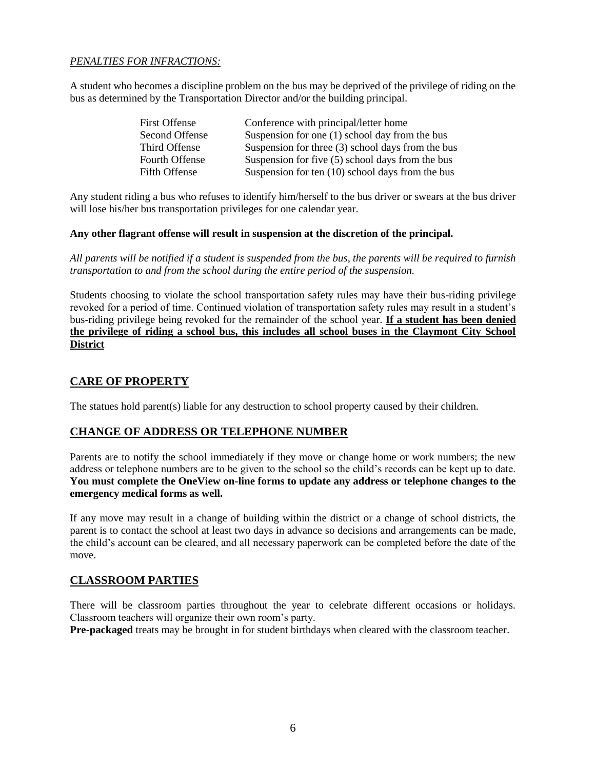*PENALTIES FOR INFRACTIONS:*

A student who becomes a discipline problem on the bus may be deprived of the privilege of riding on the bus as determined by the Transportation Director and/or the building principal.

| | |
|---|---|
| First Offense | Conference with principal/letter home |
| Second Offense | Suspension for one (1) school day from the bus |
| Third Offense | Suspension for three (3) school days from the bus |
| Fourth Offense | Suspension for five (5) school days from the bus |
| Fifth Offense | Suspension for ten (10) school days from the bus |

Any student riding a bus who refuses to identify him/herself to the bus driver or swears at the bus driver will lose his/her bus transportation privileges for one calendar year.

**Any other flagrant offense will result in suspension at the discretion of the principal.**

*All parents will be notified if a student is suspended from the bus, the parents will be required to furnish transportation to and from the school during the entire period of the suspension.*

Students choosing to violate the school transportation safety rules may have their bus-riding privilege revoked for a period of time. Continued violation of transportation safety rules may result in a student's bus-riding privilege being revoked for the remainder of the school year. **If a student has been denied the privilege of riding a school bus, this includes all school buses in the Claymont City School District**

## CARE OF PROPERTY

The statues hold parent(s) liable for any destruction to school property caused by their children.

## CHANGE OF ADDRESS OR TELEPHONE NUMBER

Parents are to notify the school immediately if they move or change home or work numbers; the new address or telephone numbers are to be given to the school so the child's records can be kept up to date. **You must complete the OneView on-line forms to update any address or telephone changes to the emergency medical forms as well.**

If any move may result in a change of building within the district or a change of school districts, the parent is to contact the school at least two days in advance so decisions and arrangements can be made, the child's account can be cleared, and all necessary paperwork can be completed before the date of the move.

## CLASSROOM PARTIES

There will be classroom parties throughout the year to celebrate different occasions or holidays. Classroom teachers will organize their own room's party.

**Pre-packaged** treats may be brought in for student birthdays when cleared with the classroom teacher.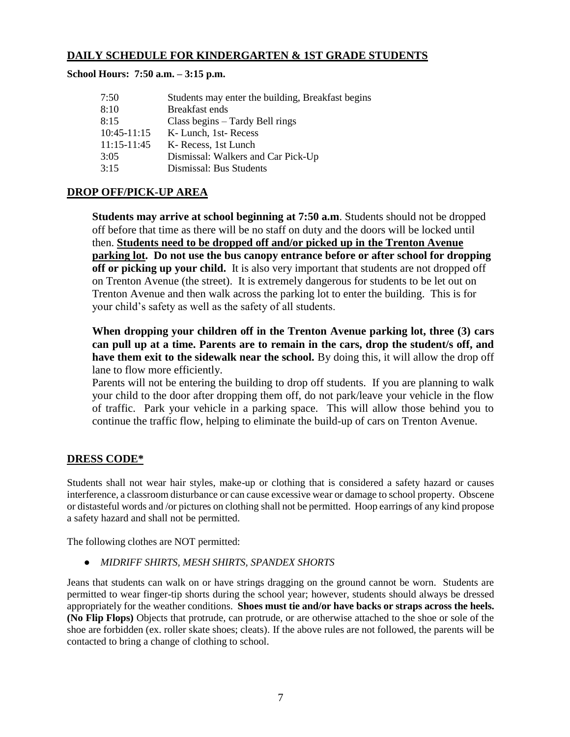## DAILY SCHEDULE FOR KINDERGARTEN & 1ST GRADE STUDENTS

**School Hours: 7:50 a.m. – 3:15 p.m.**

| | |
|---|---|
| 7:50 | Students may enter the building, Breakfast begins |
| 8:10 | Breakfast ends |
| 8:15 | Class begins – Tardy Bell rings |
| 10:45-11:15 | K- Lunch, 1st- Recess |
| 11:15-11:45 | K- Recess, 1st Lunch |
| 3:05 | Dismissal: Walkers and Car Pick-Up |
| 3:15 | Dismissal: Bus Students |

## DROP OFF/PICK-UP AREA

**Students may arrive at school beginning at 7:50 a.m**. Students should not be dropped off before that time as there will be no staff on duty and the doors will be locked until then. **Students need to be dropped off and/or picked up in the Trenton Avenue parking lot. Do not use the bus canopy entrance before or after school for dropping off or picking up your child.** It is also very important that students are not dropped off on Trenton Avenue (the street). It is extremely dangerous for students to be let out on Trenton Avenue and then walk across the parking lot to enter the building. This is for your child's safety as well as the safety of all students.

**When dropping your children off in the Trenton Avenue parking lot, three (3) cars can pull up at a time. Parents are to remain in the cars, drop the student/s off, and have them exit to the sidewalk near the school.** By doing this, it will allow the drop off lane to flow more efficiently.

Parents will not be entering the building to drop off students. If you are planning to walk your child to the door after dropping them off, do not park/leave your vehicle in the flow of traffic. Park your vehicle in a parking space. This will allow those behind you to continue the traffic flow, helping to eliminate the build-up of cars on Trenton Avenue.

## DRESS CODE*

Students shall not wear hair styles, make-up or clothing that is considered a safety hazard or causes interference, a classroom disturbance or can cause excessive wear or damage to school property. Obscene or distasteful words and /or pictures on clothing shall not be permitted. Hoop earrings of any kind propose a safety hazard and shall not be permitted.

The following clothes are NOT permitted:

- *MIDRIFF SHIRTS, MESH SHIRTS, SPANDEX SHORTS*

Jeans that students can walk on or have strings dragging on the ground cannot be worn. Students are permitted to wear finger-tip shorts during the school year; however, students should always be dressed appropriately for the weather conditions. **Shoes must tie and/or have backs or straps across the heels. (No Flip Flops)** Objects that protrude, can protrude, or are otherwise attached to the shoe or sole of the shoe are forbidden (ex. roller skate shoes; cleats). If the above rules are not followed, the parents will be contacted to bring a change of clothing to school.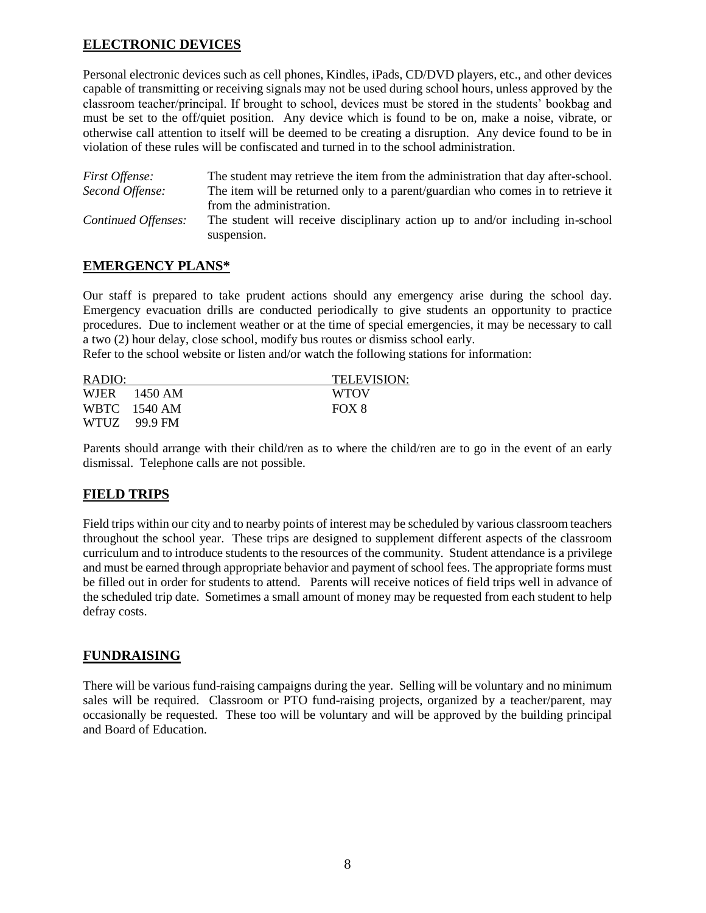## ELECTRONIC DEVICES

Personal electronic devices such as cell phones, Kindles, iPads, CD/DVD players, etc., and other devices capable of transmitting or receiving signals may not be used during school hours, unless approved by the classroom teacher/principal. If brought to school, devices must be stored in the students' bookbag and must be set to the off/quiet position. Any device which is found to be on, make a noise, vibrate, or otherwise call attention to itself will be deemed to be creating a disruption. Any device found to be in violation of these rules will be confiscated and turned in to the school administration.

| | |
|---|---|
| *First Offense:* | The student may retrieve the item from the administration that day after-school. |
| *Second Offense:* | The item will be returned only to a parent/guardian who comes in to retrieve it from the administration. |
| *Continued Offenses:* | The student will receive disciplinary action up to and/or including in-school suspension. |

## EMERGENCY PLANS*

Our staff is prepared to take prudent actions should any emergency arise during the school day. Emergency evacuation drills are conducted periodically to give students an opportunity to practice procedures. Due to inclement weather or at the time of special emergencies, it may be necessary to call a two (2) hour delay, close school, modify bus routes or dismiss school early.
Refer to the school website or listen and/or watch the following stations for information:

| RADIO: | TELEVISION: |
|---|---|
| WJER 1450 AM | WTOV |
| WBTC 1540 AM | FOX 8 |
| WTUZ 99.9 FM | |

Parents should arrange with their child/ren as to where the child/ren are to go in the event of an early dismissal. Telephone calls are not possible.

## FIELD TRIPS

Field trips within our city and to nearby points of interest may be scheduled by various classroom teachers throughout the school year. These trips are designed to supplement different aspects of the classroom curriculum and to introduce students to the resources of the community. Student attendance is a privilege and must be earned through appropriate behavior and payment of school fees. The appropriate forms must be filled out in order for students to attend. Parents will receive notices of field trips well in advance of the scheduled trip date. Sometimes a small amount of money may be requested from each student to help defray costs.

## FUNDRAISING

There will be various fund-raising campaigns during the year. Selling will be voluntary and no minimum sales will be required. Classroom or PTO fund-raising projects, organized by a teacher/parent, may occasionally be requested. These too will be voluntary and will be approved by the building principal and Board of Education.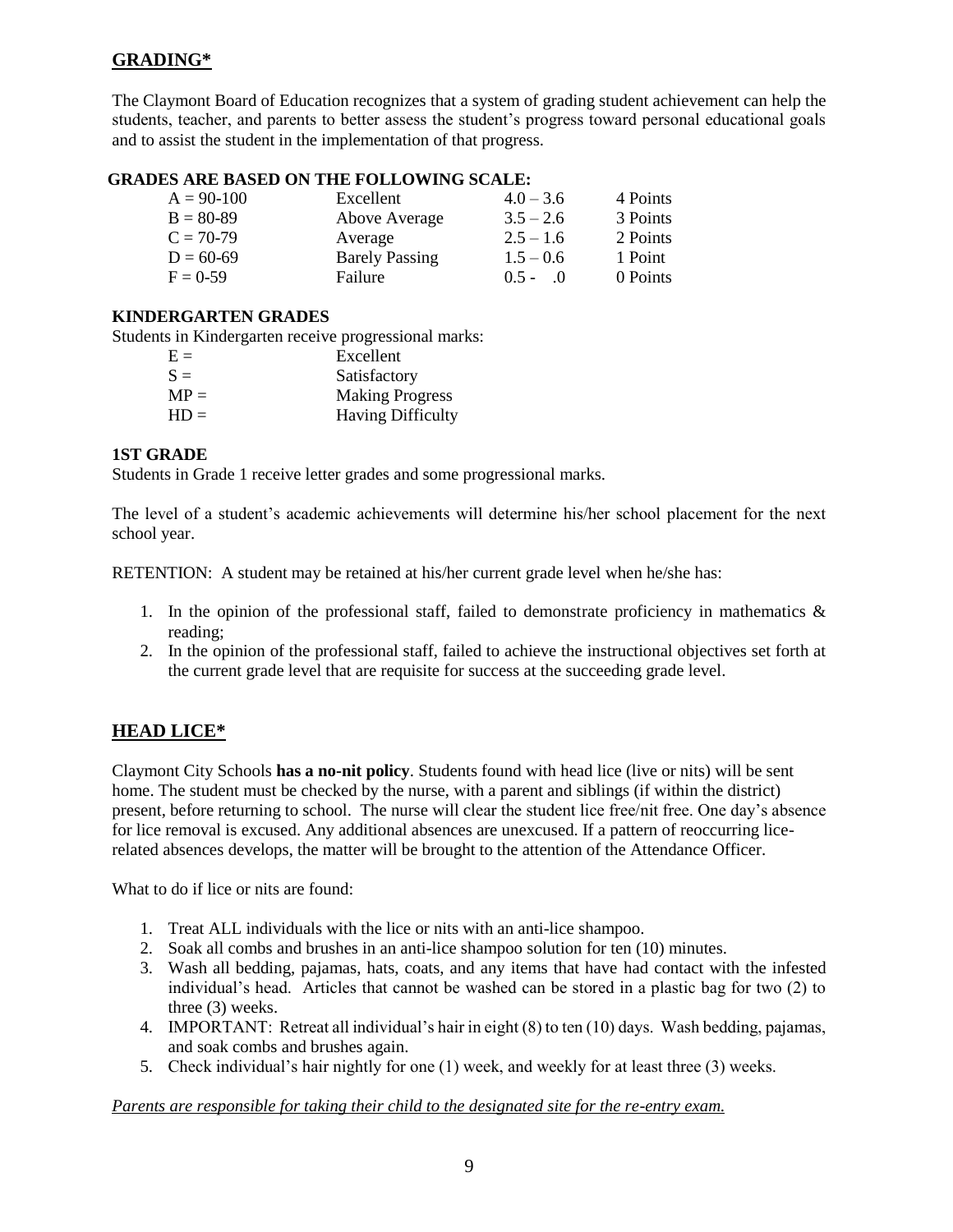## GRADING*

The Claymont Board of Education recognizes that a system of grading student achievement can help the students, teacher, and parents to better assess the student's progress toward personal educational goals and to assist the student in the implementation of that progress.

### GRADES ARE BASED ON THE FOLLOWING SCALE:

| | | | |
|---|---|---|---|
| A = 90-100 | Excellent | 4.0 – 3.6 | 4 Points |
| B = 80-89 | Above Average | 3.5 – 2.6 | 3 Points |
| C = 70-79 | Average | 2.5 – 1.6 | 2 Points |
| D = 60-69 | Barely Passing | 1.5 – 0.6 | 1 Point |
| F = 0-59 | Failure | 0.5 - .0 | 0 Points |

### KINDERGARTEN GRADES

Students in Kindergarten receive progressional marks:

| | |
|---|---|
| E = | Excellent |
| S = | Satisfactory |
| MP = | Making Progress |
| HD = | Having Difficulty |

### 1ST GRADE

Students in Grade 1 receive letter grades and some progressional marks.

The level of a student's academic achievements will determine his/her school placement for the next school year.

RETENTION: A student may be retained at his/her current grade level when he/she has:

1. In the opinion of the professional staff, failed to demonstrate proficiency in mathematics & reading;
2. In the opinion of the professional staff, failed to achieve the instructional objectives set forth at the current grade level that are requisite for success at the succeeding grade level.

## HEAD LICE*

Claymont City Schools **has a no-nit policy**. Students found with head lice (live or nits) will be sent home. The student must be checked by the nurse, with a parent and siblings (if within the district) present, before returning to school. The nurse will clear the student lice free/nit free. One day's absence for lice removal is excused. Any additional absences are unexcused. If a pattern of reoccurring lice-related absences develops, the matter will be brought to the attention of the Attendance Officer.

What to do if lice or nits are found:

1. Treat ALL individuals with the lice or nits with an anti-lice shampoo.
2. Soak all combs and brushes in an anti-lice shampoo solution for ten (10) minutes.
3. Wash all bedding, pajamas, hats, coats, and any items that have had contact with the infested individual's head. Articles that cannot be washed can be stored in a plastic bag for two (2) to three (3) weeks.
4. IMPORTANT: Retreat all individual's hair in eight (8) to ten (10) days. Wash bedding, pajamas, and soak combs and brushes again.
5. Check individual's hair nightly for one (1) week, and weekly for at least three (3) weeks.

*Parents are responsible for taking their child to the designated site for the re-entry exam.*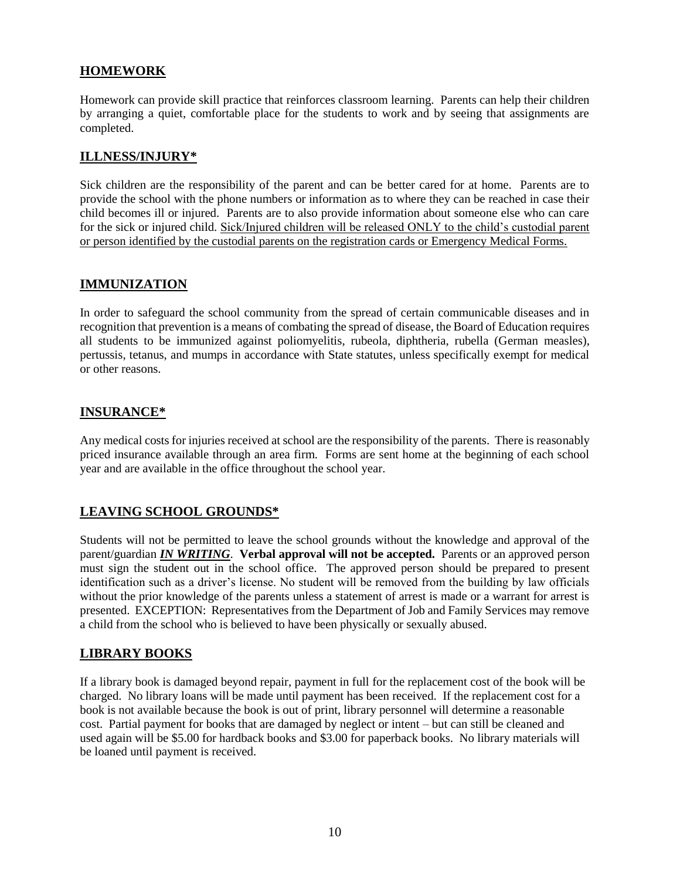## HOMEWORK

Homework can provide skill practice that reinforces classroom learning. Parents can help their children by arranging a quiet, comfortable place for the students to work and by seeing that assignments are completed.

## ILLNESS/INJURY*

Sick children are the responsibility of the parent and can be better cared for at home. Parents are to provide the school with the phone numbers or information as to where they can be reached in case their child becomes ill or injured. Parents are to also provide information about someone else who can care for the sick or injured child. <u>Sick/Injured children will be released ONLY to the child's custodial parent or person identified by the custodial parents on the registration cards or Emergency Medical Forms.</u>

## IMMUNIZATION

In order to safeguard the school community from the spread of certain communicable diseases and in recognition that prevention is a means of combating the spread of disease, the Board of Education requires all students to be immunized against poliomyelitis, rubeola, diphtheria, rubella (German measles), pertussis, tetanus, and mumps in accordance with State statutes, unless specifically exempt for medical or other reasons.

## INSURANCE*

Any medical costs for injuries received at school are the responsibility of the parents. There is reasonably priced insurance available through an area firm. Forms are sent home at the beginning of each school year and are available in the office throughout the school year.

## LEAVING SCHOOL GROUNDS*

Students will not be permitted to leave the school grounds without the knowledge and approval of the parent/guardian ***<u>IN WRITING</u>***. **Verbal approval will not be accepted.** Parents or an approved person must sign the student out in the school office. The approved person should be prepared to present identification such as a driver's license. No student will be removed from the building by law officials without the prior knowledge of the parents unless a statement of arrest is made or a warrant for arrest is presented. EXCEPTION: Representatives from the Department of Job and Family Services may remove a child from the school who is believed to have been physically or sexually abused.

## LIBRARY BOOKS

If a library book is damaged beyond repair, payment in full for the replacement cost of the book will be charged. No library loans will be made until payment has been received. If the replacement cost for a book is not available because the book is out of print, library personnel will determine a reasonable cost. Partial payment for books that are damaged by neglect or intent – but can still be cleaned and used again will be $5.00 for hardback books and $3.00 for paperback books. No library materials will be loaned until payment is received.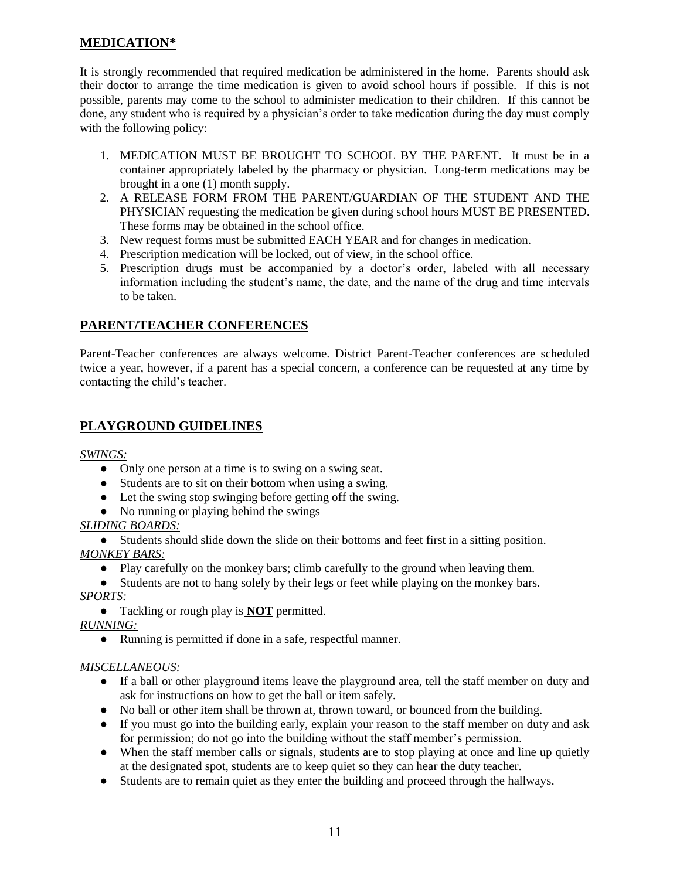## MEDICATION*

It is strongly recommended that required medication be administered in the home. Parents should ask their doctor to arrange the time medication is given to avoid school hours if possible. If this is not possible, parents may come to the school to administer medication to their children. If this cannot be done, any student who is required by a physician's order to take medication during the day must comply with the following policy:

1. MEDICATION MUST BE BROUGHT TO SCHOOL BY THE PARENT. It must be in a container appropriately labeled by the pharmacy or physician. Long-term medications may be brought in a one (1) month supply.
2. A RELEASE FORM FROM THE PARENT/GUARDIAN OF THE STUDENT AND THE PHYSICIAN requesting the medication be given during school hours MUST BE PRESENTED. These forms may be obtained in the school office.
3. New request forms must be submitted EACH YEAR and for changes in medication.
4. Prescription medication will be locked, out of view, in the school office.
5. Prescription drugs must be accompanied by a doctor's order, labeled with all necessary information including the student's name, the date, and the name of the drug and time intervals to be taken.

## PARENT/TEACHER CONFERENCES

Parent-Teacher conferences are always welcome. District Parent-Teacher conferences are scheduled twice a year, however, if a parent has a special concern, a conference can be requested at any time by contacting the child's teacher.

## PLAYGROUND GUIDELINES

*SWINGS:*

- Only one person at a time is to swing on a swing seat.
- Students are to sit on their bottom when using a swing.
- Let the swing stop swinging before getting off the swing.
- No running or playing behind the swings

*SLIDING BOARDS:*

- Students should slide down the slide on their bottoms and feet first in a sitting position.

*MONKEY BARS:*

- Play carefully on the monkey bars; climb carefully to the ground when leaving them.
- Students are not to hang solely by their legs or feet while playing on the monkey bars.

*SPORTS:*

- Tackling or rough play is **NOT** permitted.

*RUNNING:*

- Running is permitted if done in a safe, respectful manner.

*MISCELLANEOUS:*

- If a ball or other playground items leave the playground area, tell the staff member on duty and ask for instructions on how to get the ball or item safely.
- No ball or other item shall be thrown at, thrown toward, or bounced from the building.
- If you must go into the building early, explain your reason to the staff member on duty and ask for permission; do not go into the building without the staff member's permission.
- When the staff member calls or signals, students are to stop playing at once and line up quietly at the designated spot, students are to keep quiet so they can hear the duty teacher.
- Students are to remain quiet as they enter the building and proceed through the hallways.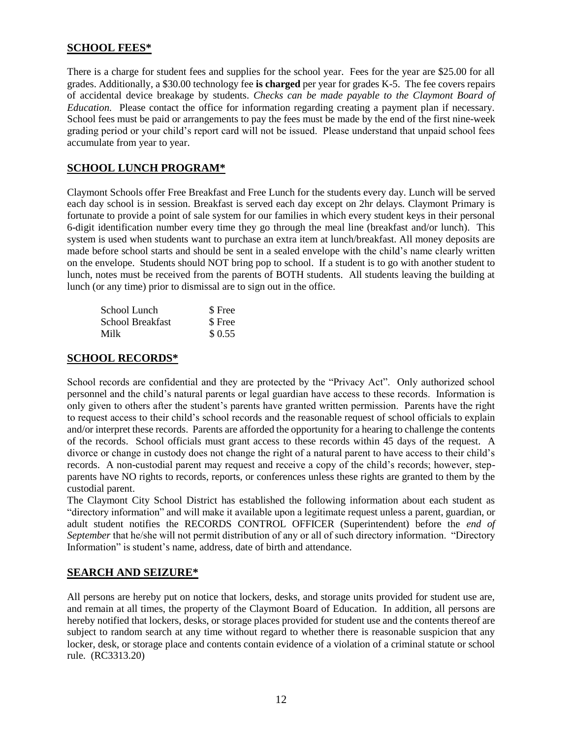## SCHOOL FEES*

There is a charge for student fees and supplies for the school year. Fees for the year are $25.00 for all grades. Additionally, a $30.00 technology fee **is charged** per year for grades K-5. The fee covers repairs of accidental device breakage by students. *Checks can be made payable to the Claymont Board of Education.* Please contact the office for information regarding creating a payment plan if necessary. School fees must be paid or arrangements to pay the fees must be made by the end of the first nine-week grading period or your child's report card will not be issued. Please understand that unpaid school fees accumulate from year to year.

## SCHOOL LUNCH PROGRAM*

Claymont Schools offer Free Breakfast and Free Lunch for the students every day. Lunch will be served each day school is in session. Breakfast is served each day except on 2hr delays. Claymont Primary is fortunate to provide a point of sale system for our families in which every student keys in their personal 6-digit identification number every time they go through the meal line (breakfast and/or lunch). This system is used when students want to purchase an extra item at lunch/breakfast. All money deposits are made before school starts and should be sent in a sealed envelope with the child's name clearly written on the envelope. Students should NOT bring pop to school. If a student is to go with another student to lunch, notes must be received from the parents of BOTH students. All students leaving the building at lunch (or any time) prior to dismissal are to sign out in the office.

| | |
|---|---|
| School Lunch | $ Free |
| School Breakfast | $ Free |
| Milk | $ 0.55 |

## SCHOOL RECORDS*

School records are confidential and they are protected by the "Privacy Act". Only authorized school personnel and the child's natural parents or legal guardian have access to these records. Information is only given to others after the student's parents have granted written permission. Parents have the right to request access to their child's school records and the reasonable request of school officials to explain and/or interpret these records. Parents are afforded the opportunity for a hearing to challenge the contents of the records. School officials must grant access to these records within 45 days of the request. A divorce or change in custody does not change the right of a natural parent to have access to their child's records. A non-custodial parent may request and receive a copy of the child's records; however, step-parents have NO rights to records, reports, or conferences unless these rights are granted to them by the custodial parent.

The Claymont City School District has established the following information about each student as "directory information" and will make it available upon a legitimate request unless a parent, guardian, or adult student notifies the RECORDS CONTROL OFFICER (Superintendent) before the *end of September* that he/she will not permit distribution of any or all of such directory information. "Directory Information" is student's name, address, date of birth and attendance.

## SEARCH AND SEIZURE*

All persons are hereby put on notice that lockers, desks, and storage units provided for student use are, and remain at all times, the property of the Claymont Board of Education. In addition, all persons are hereby notified that lockers, desks, or storage places provided for student use and the contents thereof are subject to random search at any time without regard to whether there is reasonable suspicion that any locker, desk, or storage place and contents contain evidence of a violation of a criminal statute or school rule. (RC3313.20)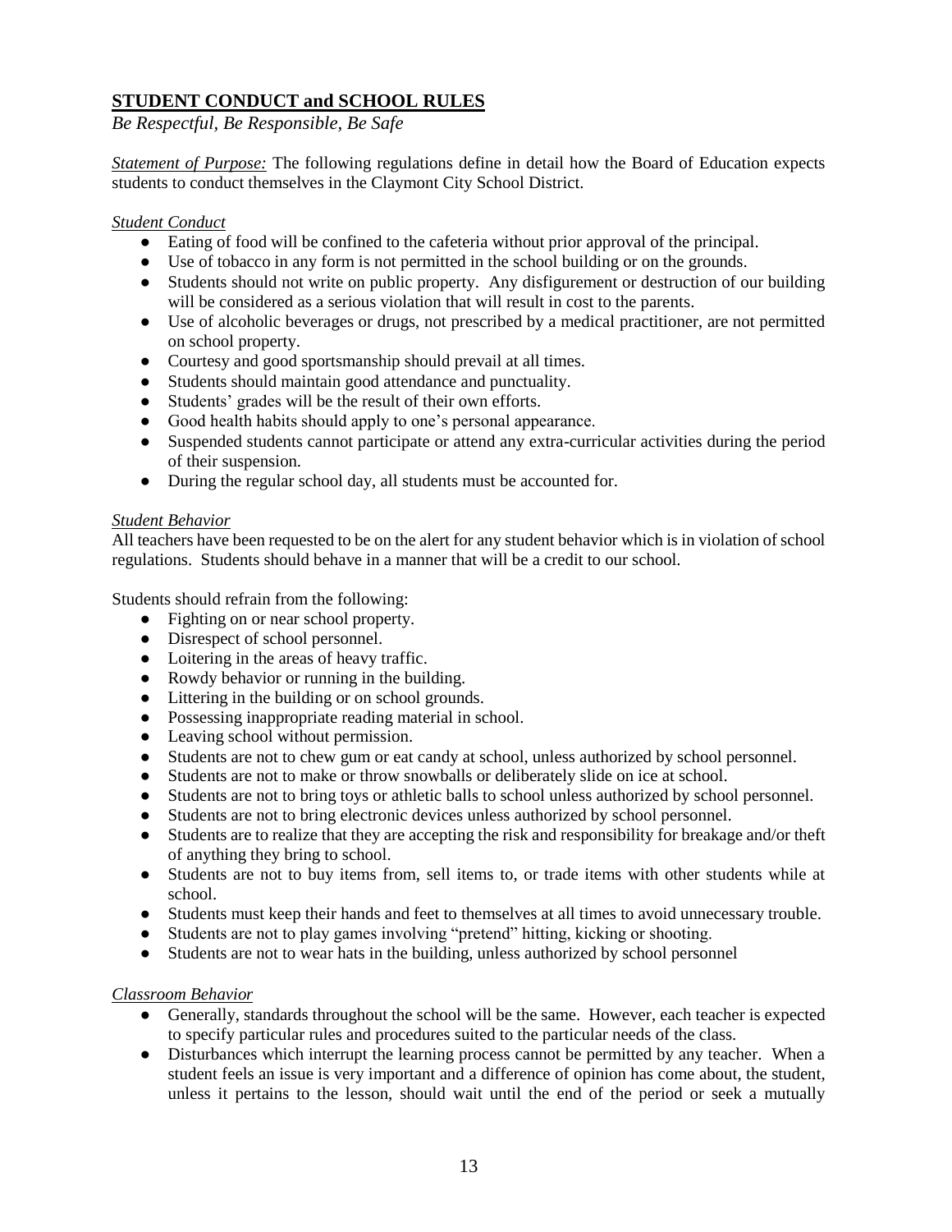## STUDENT CONDUCT and SCHOOL RULES

*Be Respectful, Be Responsible, Be Safe*

*Statement of Purpose:* The following regulations define in detail how the Board of Education expects students to conduct themselves in the Claymont City School District.

*Student Conduct*

- Eating of food will be confined to the cafeteria without prior approval of the principal.
- Use of tobacco in any form is not permitted in the school building or on the grounds.
- Students should not write on public property. Any disfigurement or destruction of our building will be considered as a serious violation that will result in cost to the parents.
- Use of alcoholic beverages or drugs, not prescribed by a medical practitioner, are not permitted on school property.
- Courtesy and good sportsmanship should prevail at all times.
- Students should maintain good attendance and punctuality.
- Students' grades will be the result of their own efforts.
- Good health habits should apply to one's personal appearance.
- Suspended students cannot participate or attend any extra-curricular activities during the period of their suspension.
- During the regular school day, all students must be accounted for.

*Student Behavior*

All teachers have been requested to be on the alert for any student behavior which is in violation of school regulations. Students should behave in a manner that will be a credit to our school.

Students should refrain from the following:

- Fighting on or near school property.
- Disrespect of school personnel.
- Loitering in the areas of heavy traffic.
- Rowdy behavior or running in the building.
- Littering in the building or on school grounds.
- Possessing inappropriate reading material in school.
- Leaving school without permission.
- Students are not to chew gum or eat candy at school, unless authorized by school personnel.
- Students are not to make or throw snowballs or deliberately slide on ice at school.
- Students are not to bring toys or athletic balls to school unless authorized by school personnel.
- Students are not to bring electronic devices unless authorized by school personnel.
- Students are to realize that they are accepting the risk and responsibility for breakage and/or theft of anything they bring to school.
- Students are not to buy items from, sell items to, or trade items with other students while at school.
- Students must keep their hands and feet to themselves at all times to avoid unnecessary trouble.
- Students are not to play games involving "pretend" hitting, kicking or shooting.
- Students are not to wear hats in the building, unless authorized by school personnel

*Classroom Behavior*

- Generally, standards throughout the school will be the same. However, each teacher is expected to specify particular rules and procedures suited to the particular needs of the class.
- Disturbances which interrupt the learning process cannot be permitted by any teacher. When a student feels an issue is very important and a difference of opinion has come about, the student, unless it pertains to the lesson, should wait until the end of the period or seek a mutually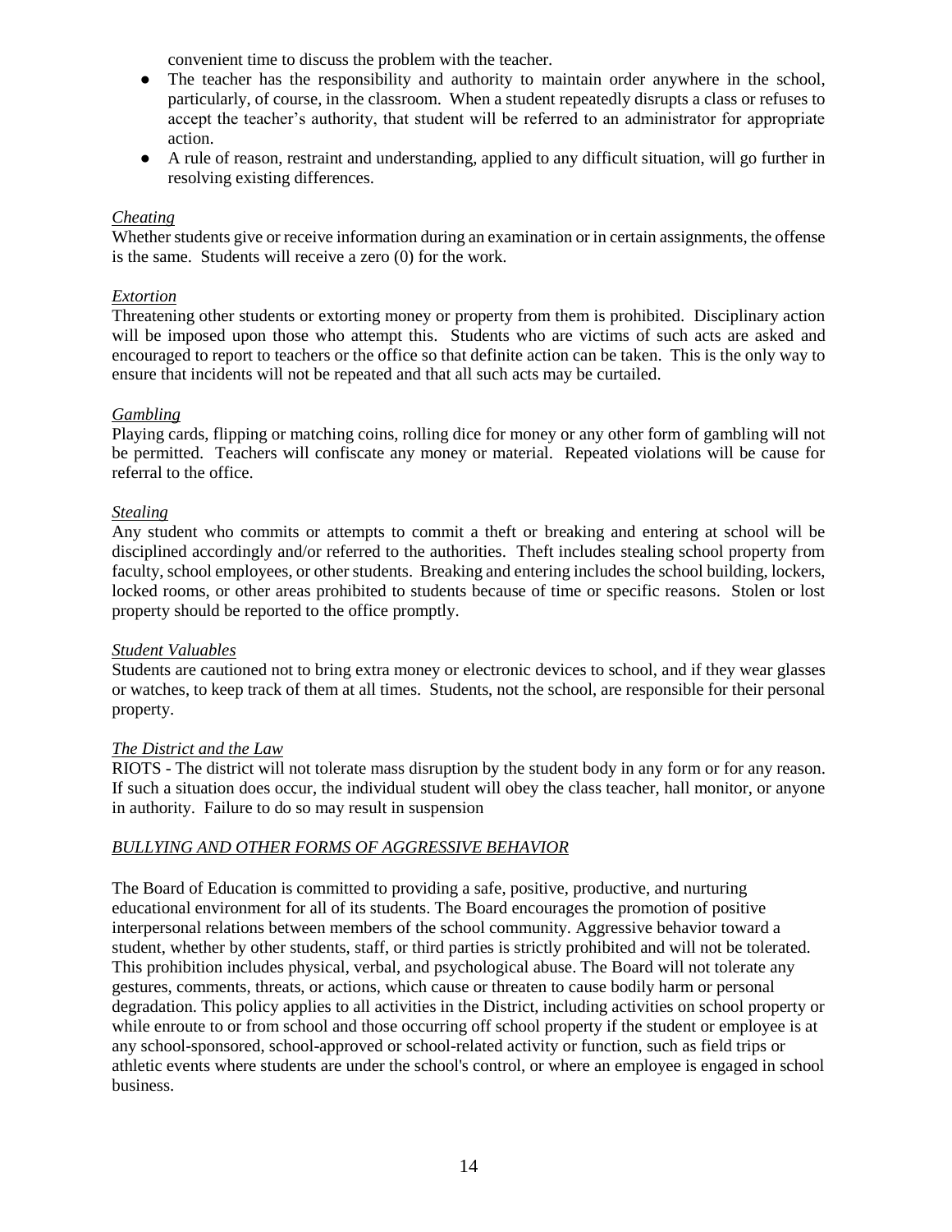convenient time to discuss the problem with the teacher.

- The teacher has the responsibility and authority to maintain order anywhere in the school, particularly, of course, in the classroom. When a student repeatedly disrupts a class or refuses to accept the teacher's authority, that student will be referred to an administrator for appropriate action.
- A rule of reason, restraint and understanding, applied to any difficult situation, will go further in resolving existing differences.

*Cheating*

Whether students give or receive information during an examination or in certain assignments, the offense is the same. Students will receive a zero (0) for the work.

*Extortion*

Threatening other students or extorting money or property from them is prohibited. Disciplinary action will be imposed upon those who attempt this. Students who are victims of such acts are asked and encouraged to report to teachers or the office so that definite action can be taken. This is the only way to ensure that incidents will not be repeated and that all such acts may be curtailed.

*Gambling*

Playing cards, flipping or matching coins, rolling dice for money or any other form of gambling will not be permitted. Teachers will confiscate any money or material. Repeated violations will be cause for referral to the office.

*Stealing*

Any student who commits or attempts to commit a theft or breaking and entering at school will be disciplined accordingly and/or referred to the authorities. Theft includes stealing school property from faculty, school employees, or other students. Breaking and entering includes the school building, lockers, locked rooms, or other areas prohibited to students because of time or specific reasons. Stolen or lost property should be reported to the office promptly.

*Student Valuables*

Students are cautioned not to bring extra money or electronic devices to school, and if they wear glasses or watches, to keep track of them at all times. Students, not the school, are responsible for their personal property.

*The District and the Law*

RIOTS - The district will not tolerate mass disruption by the student body in any form or for any reason. If such a situation does occur, the individual student will obey the class teacher, hall monitor, or anyone in authority. Failure to do so may result in suspension

*BULLYING AND OTHER FORMS OF AGGRESSIVE BEHAVIOR*

The Board of Education is committed to providing a safe, positive, productive, and nurturing educational environment for all of its students. The Board encourages the promotion of positive interpersonal relations between members of the school community. Aggressive behavior toward a student, whether by other students, staff, or third parties is strictly prohibited and will not be tolerated. This prohibition includes physical, verbal, and psychological abuse. The Board will not tolerate any gestures, comments, threats, or actions, which cause or threaten to cause bodily harm or personal degradation. This policy applies to all activities in the District, including activities on school property or while enroute to or from school and those occurring off school property if the student or employee is at any school-sponsored, school-approved or school-related activity or function, such as field trips or athletic events where students are under the school's control, or where an employee is engaged in school business.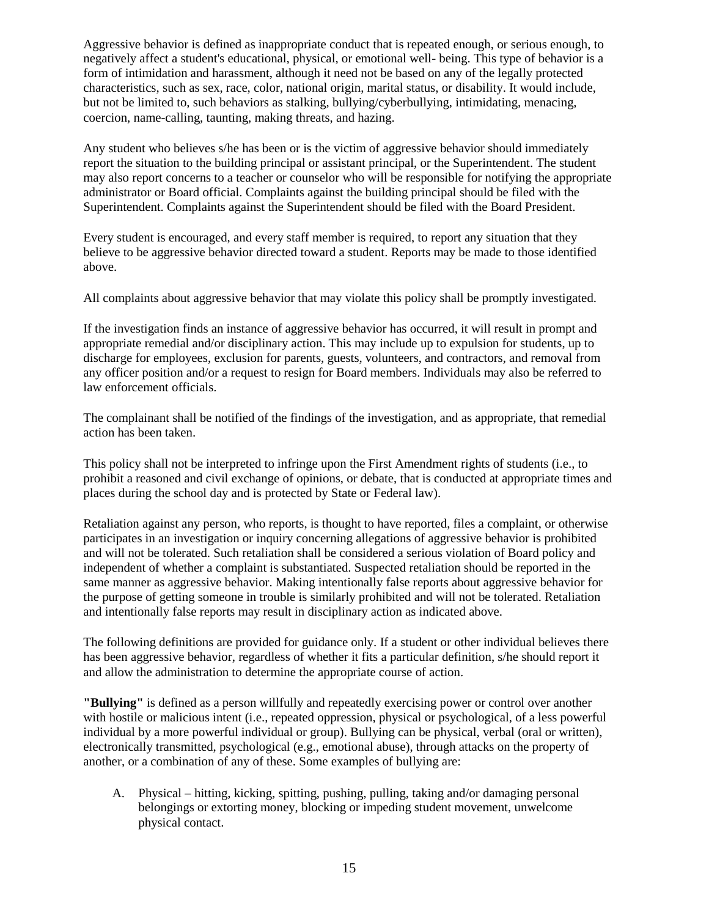Aggressive behavior is defined as inappropriate conduct that is repeated enough, or serious enough, to negatively affect a student's educational, physical, or emotional well- being. This type of behavior is a form of intimidation and harassment, although it need not be based on any of the legally protected characteristics, such as sex, race, color, national origin, marital status, or disability. It would include, but not be limited to, such behaviors as stalking, bullying/cyberbullying, intimidating, menacing, coercion, name-calling, taunting, making threats, and hazing.

Any student who believes s/he has been or is the victim of aggressive behavior should immediately report the situation to the building principal or assistant principal, or the Superintendent. The student may also report concerns to a teacher or counselor who will be responsible for notifying the appropriate administrator or Board official. Complaints against the building principal should be filed with the Superintendent. Complaints against the Superintendent should be filed with the Board President.

Every student is encouraged, and every staff member is required, to report any situation that they believe to be aggressive behavior directed toward a student. Reports may be made to those identified above.

All complaints about aggressive behavior that may violate this policy shall be promptly investigated.

If the investigation finds an instance of aggressive behavior has occurred, it will result in prompt and appropriate remedial and/or disciplinary action. This may include up to expulsion for students, up to discharge for employees, exclusion for parents, guests, volunteers, and contractors, and removal from any officer position and/or a request to resign for Board members. Individuals may also be referred to law enforcement officials.

The complainant shall be notified of the findings of the investigation, and as appropriate, that remedial action has been taken.

This policy shall not be interpreted to infringe upon the First Amendment rights of students (i.e., to prohibit a reasoned and civil exchange of opinions, or debate, that is conducted at appropriate times and places during the school day and is protected by State or Federal law).

Retaliation against any person, who reports, is thought to have reported, files a complaint, or otherwise participates in an investigation or inquiry concerning allegations of aggressive behavior is prohibited and will not be tolerated. Such retaliation shall be considered a serious violation of Board policy and independent of whether a complaint is substantiated. Suspected retaliation should be reported in the same manner as aggressive behavior. Making intentionally false reports about aggressive behavior for the purpose of getting someone in trouble is similarly prohibited and will not be tolerated. Retaliation and intentionally false reports may result in disciplinary action as indicated above.

The following definitions are provided for guidance only. If a student or other individual believes there has been aggressive behavior, regardless of whether it fits a particular definition, s/he should report it and allow the administration to determine the appropriate course of action.

**"Bullying"** is defined as a person willfully and repeatedly exercising power or control over another with hostile or malicious intent (i.e., repeated oppression, physical or psychological, of a less powerful individual by a more powerful individual or group). Bullying can be physical, verbal (oral or written), electronically transmitted, psychological (e.g., emotional abuse), through attacks on the property of another, or a combination of any of these. Some examples of bullying are:

A. Physical – hitting, kicking, spitting, pushing, pulling, taking and/or damaging personal belongings or extorting money, blocking or impeding student movement, unwelcome physical contact.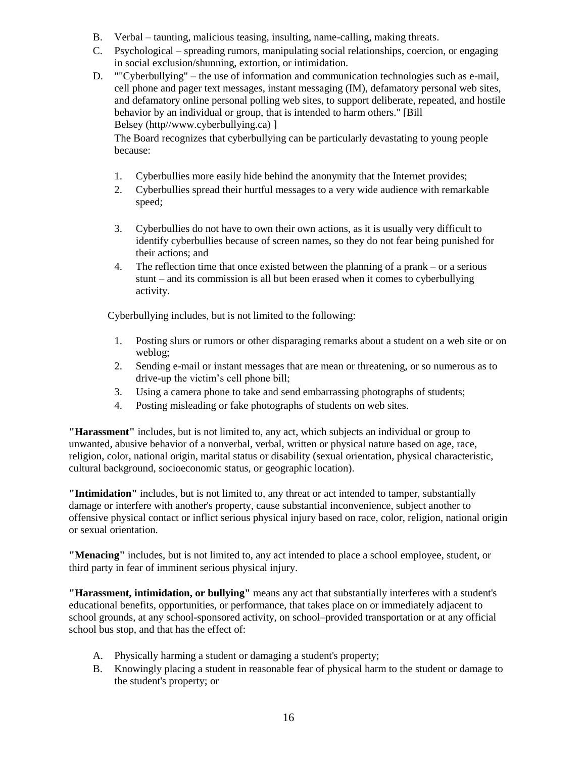B. Verbal – taunting, malicious teasing, insulting, name-calling, making threats.

C. Psychological – spreading rumors, manipulating social relationships, coercion, or engaging in social exclusion/shunning, extortion, or intimidation.

D. ""Cyberbullying" – the use of information and communication technologies such as e-mail, cell phone and pager text messages, instant messaging (IM), defamatory personal web sites, and defamatory online personal polling web sites, to support deliberate, repeated, and hostile behavior by an individual or group, that is intended to harm others." [Bill Belsey (http//www.cyberbullying.ca) ]

   The Board recognizes that cyberbullying can be particularly devastating to young people because:

   1. Cyberbullies more easily hide behind the anonymity that the Internet provides;
   2. Cyberbullies spread their hurtful messages to a very wide audience with remarkable speed;
   3. Cyberbullies do not have to own their own actions, as it is usually very difficult to identify cyberbullies because of screen names, so they do not fear being punished for their actions; and
   4. The reflection time that once existed between the planning of a prank – or a serious stunt – and its commission is all but been erased when it comes to cyberbullying activity.

   Cyberbullying includes, but is not limited to the following:

   1. Posting slurs or rumors or other disparaging remarks about a student on a web site or on weblog;
   2. Sending e-mail or instant messages that are mean or threatening, or so numerous as to drive-up the victim's cell phone bill;
   3. Using a camera phone to take and send embarrassing photographs of students;
   4. Posting misleading or fake photographs of students on web sites.

**"Harassment"** includes, but is not limited to, any act, which subjects an individual or group to unwanted, abusive behavior of a nonverbal, verbal, written or physical nature based on age, race, religion, color, national origin, marital status or disability (sexual orientation, physical characteristic, cultural background, socioeconomic status, or geographic location).

**"Intimidation"** includes, but is not limited to, any threat or act intended to tamper, substantially damage or interfere with another's property, cause substantial inconvenience, subject another to offensive physical contact or inflict serious physical injury based on race, color, religion, national origin or sexual orientation.

**"Menacing"** includes, but is not limited to, any act intended to place a school employee, student, or third party in fear of imminent serious physical injury.

**"Harassment, intimidation, or bullying"** means any act that substantially interferes with a student's educational benefits, opportunities, or performance, that takes place on or immediately adjacent to school grounds, at any school-sponsored activity, on school–provided transportation or at any official school bus stop, and that has the effect of:

A. Physically harming a student or damaging a student's property;
B. Knowingly placing a student in reasonable fear of physical harm to the student or damage to the student's property; or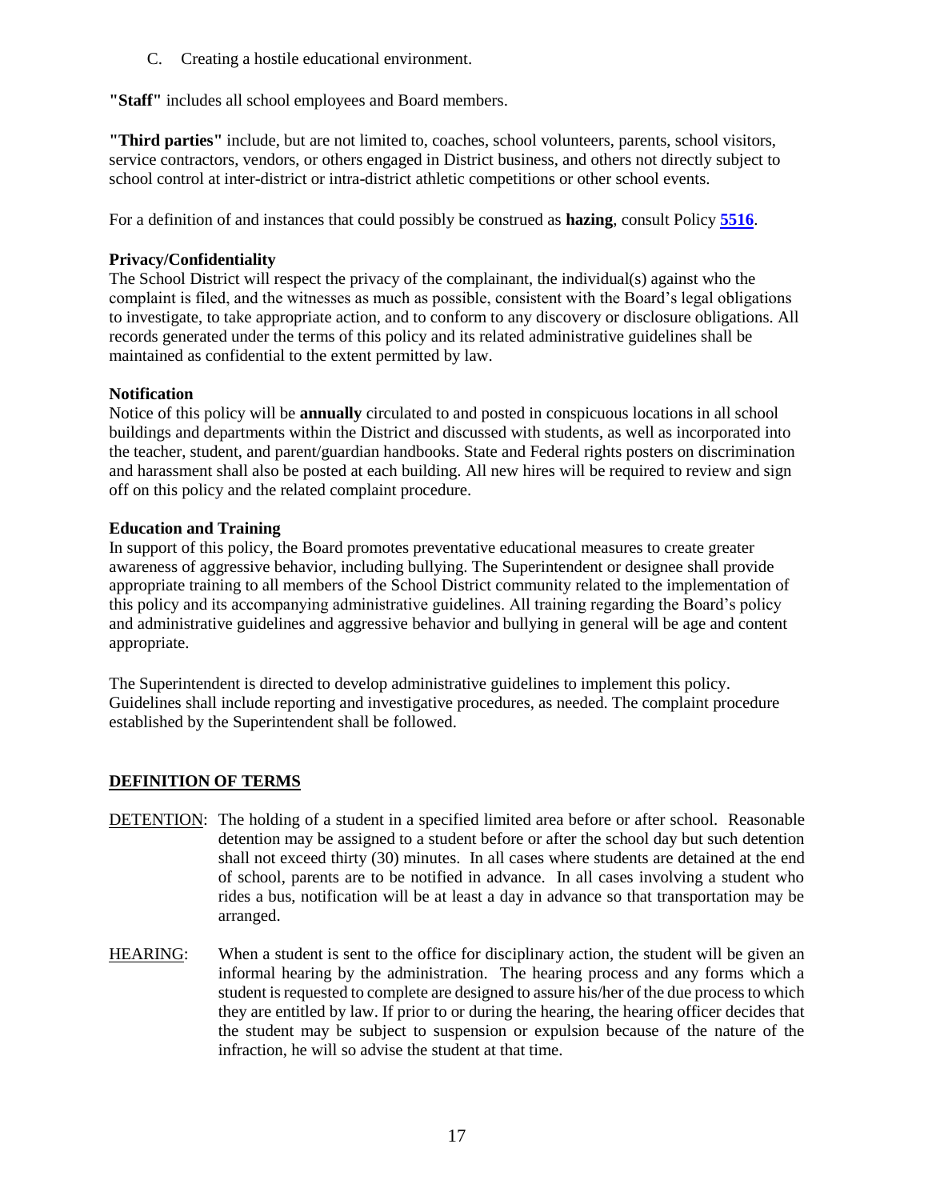C. Creating a hostile educational environment.

**"Staff"** includes all school employees and Board members.

**"Third parties"** include, but are not limited to, coaches, school volunteers, parents, school visitors, service contractors, vendors, or others engaged in District business, and others not directly subject to school control at inter-district or intra-district athletic competitions or other school events.

For a definition of and instances that could possibly be construed as **hazing**, consult Policy **5516**.

**Privacy/Confidentiality**
The School District will respect the privacy of the complainant, the individual(s) against who the complaint is filed, and the witnesses as much as possible, consistent with the Board's legal obligations to investigate, to take appropriate action, and to conform to any discovery or disclosure obligations. All records generated under the terms of this policy and its related administrative guidelines shall be maintained as confidential to the extent permitted by law.

**Notification**
Notice of this policy will be **annually** circulated to and posted in conspicuous locations in all school buildings and departments within the District and discussed with students, as well as incorporated into the teacher, student, and parent/guardian handbooks. State and Federal rights posters on discrimination and harassment shall also be posted at each building. All new hires will be required to review and sign off on this policy and the related complaint procedure.

**Education and Training**
In support of this policy, the Board promotes preventative educational measures to create greater awareness of aggressive behavior, including bullying. The Superintendent or designee shall provide appropriate training to all members of the School District community related to the implementation of this policy and its accompanying administrative guidelines. All training regarding the Board's policy and administrative guidelines and aggressive behavior and bullying in general will be age and content appropriate.

The Superintendent is directed to develop administrative guidelines to implement this policy. Guidelines shall include reporting and investigative procedures, as needed. The complaint procedure established by the Superintendent shall be followed.

## DEFINITION OF TERMS

DETENTION: The holding of a student in a specified limited area before or after school. Reasonable detention may be assigned to a student before or after the school day but such detention shall not exceed thirty (30) minutes. In all cases where students are detained at the end of school, parents are to be notified in advance. In all cases involving a student who rides a bus, notification will be at least a day in advance so that transportation may be arranged.

HEARING: When a student is sent to the office for disciplinary action, the student will be given an informal hearing by the administration. The hearing process and any forms which a student is requested to complete are designed to assure his/her of the due process to which they are entitled by law. If prior to or during the hearing, the hearing officer decides that the student may be subject to suspension or expulsion because of the nature of the infraction, he will so advise the student at that time.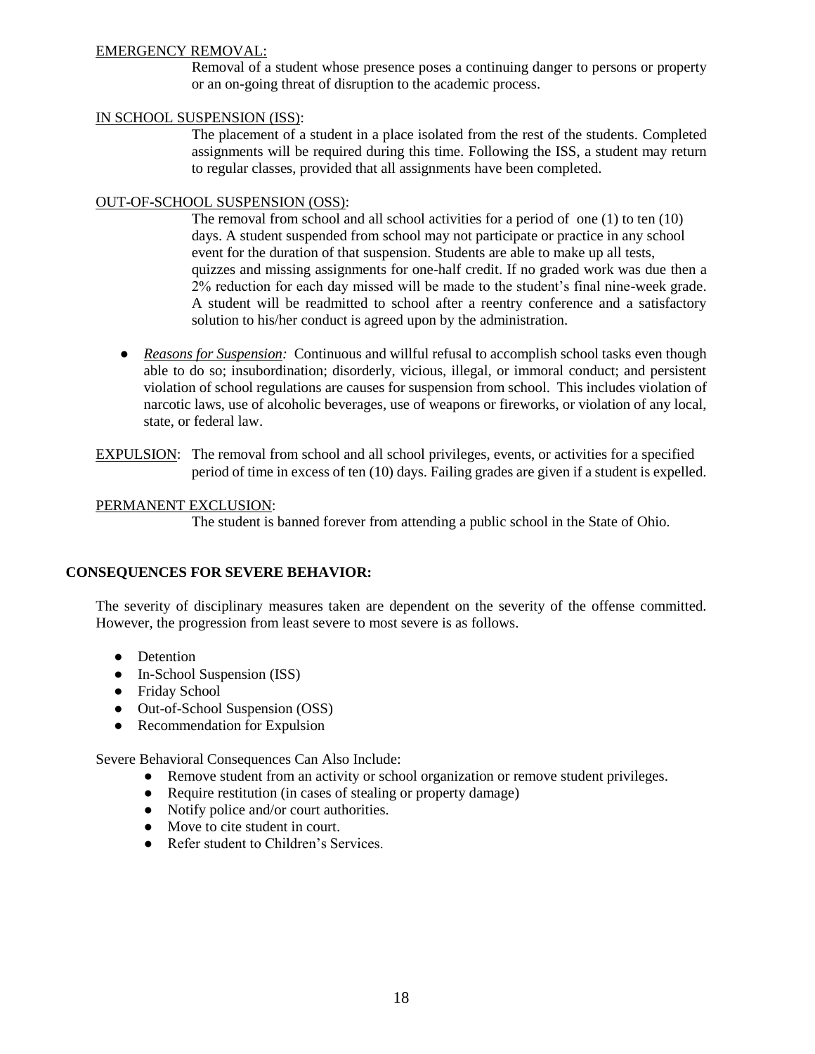<u>EMERGENCY REMOVAL:</u>

Removal of a student whose presence poses a continuing danger to persons or property or an on-going threat of disruption to the academic process.

<u>IN SCHOOL SUSPENSION (ISS)</u>:

The placement of a student in a place isolated from the rest of the students. Completed assignments will be required during this time. Following the ISS, a student may return to regular classes, provided that all assignments have been completed.

<u>OUT-OF-SCHOOL SUSPENSION (OSS)</u>:

The removal from school and all school activities for a period of one (1) to ten (10) days. A student suspended from school may not participate or practice in any school event for the duration of that suspension. Students are able to make up all tests, quizzes and missing assignments for one-half credit. If no graded work was due then a 2% reduction for each day missed will be made to the student's final nine-week grade. A student will be readmitted to school after a reentry conference and a satisfactory solution to his/her conduct is agreed upon by the administration.

- *<u>Reasons for Suspension</u>:* Continuous and willful refusal to accomplish school tasks even though able to do so; insubordination; disorderly, vicious, illegal, or immoral conduct; and persistent violation of school regulations are causes for suspension from school. This includes violation of narcotic laws, use of alcoholic beverages, use of weapons or fireworks, or violation of any local, state, or federal law.

<u>EXPULSION</u>: The removal from school and all school privileges, events, or activities for a specified period of time in excess of ten (10) days. Failing grades are given if a student is expelled.

<u>PERMANENT EXCLUSION</u>:

The student is banned forever from attending a public school in the State of Ohio.

**CONSEQUENCES FOR SEVERE BEHAVIOR:**

The severity of disciplinary measures taken are dependent on the severity of the offense committed. However, the progression from least severe to most severe is as follows.

- Detention
- In-School Suspension (ISS)
- Friday School
- Out-of-School Suspension (OSS)
- Recommendation for Expulsion

Severe Behavioral Consequences Can Also Include:

- Remove student from an activity or school organization or remove student privileges.
- Require restitution (in cases of stealing or property damage)
- Notify police and/or court authorities.
- Move to cite student in court.
- Refer student to Children's Services.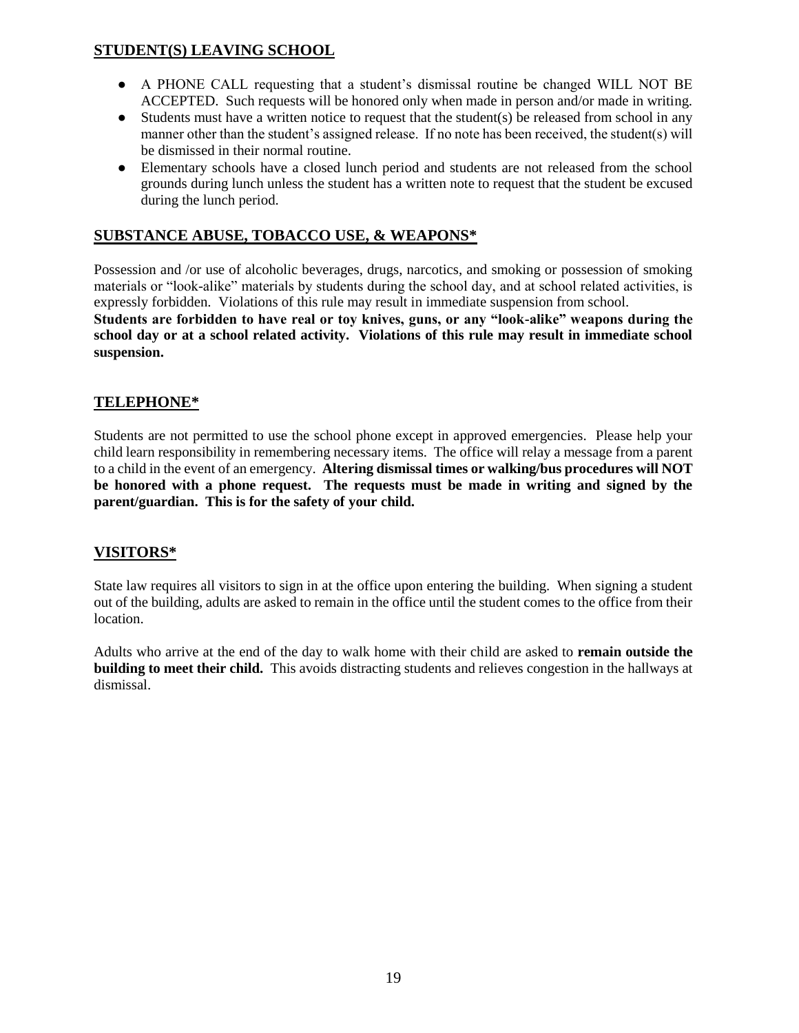## STUDENT(S) LEAVING SCHOOL

- A PHONE CALL requesting that a student's dismissal routine be changed WILL NOT BE ACCEPTED. Such requests will be honored only when made in person and/or made in writing.
- Students must have a written notice to request that the student(s) be released from school in any manner other than the student's assigned release. If no note has been received, the student(s) will be dismissed in their normal routine.
- Elementary schools have a closed lunch period and students are not released from the school grounds during lunch unless the student has a written note to request that the student be excused during the lunch period.

## SUBSTANCE ABUSE, TOBACCO USE, & WEAPONS*

Possession and /or use of alcoholic beverages, drugs, narcotics, and smoking or possession of smoking materials or "look-alike" materials by students during the school day, and at school related activities, is expressly forbidden. Violations of this rule may result in immediate suspension from school.
**Students are forbidden to have real or toy knives, guns, or any "look-alike" weapons during the school day or at a school related activity. Violations of this rule may result in immediate school suspension.**

## TELEPHONE*

Students are not permitted to use the school phone except in approved emergencies. Please help your child learn responsibility in remembering necessary items. The office will relay a message from a parent to a child in the event of an emergency. **Altering dismissal times or walking/bus procedures will NOT be honored with a phone request. The requests must be made in writing and signed by the parent/guardian. This is for the safety of your child.**

## VISITORS*

State law requires all visitors to sign in at the office upon entering the building. When signing a student out of the building, adults are asked to remain in the office until the student comes to the office from their location.

Adults who arrive at the end of the day to walk home with their child are asked to **remain outside the building to meet their child.** This avoids distracting students and relieves congestion in the hallways at dismissal.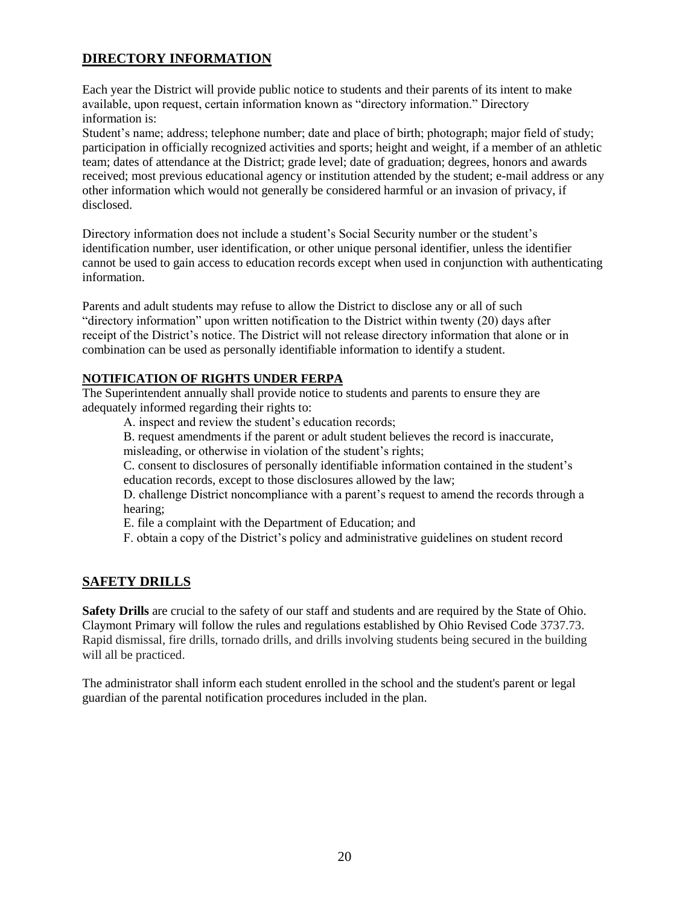## DIRECTORY INFORMATION

Each year the District will provide public notice to students and their parents of its intent to make available, upon request, certain information known as "directory information." Directory information is:

Student's name; address; telephone number; date and place of birth; photograph; major field of study; participation in officially recognized activities and sports; height and weight, if a member of an athletic team; dates of attendance at the District; grade level; date of graduation; degrees, honors and awards received; most previous educational agency or institution attended by the student; e-mail address or any other information which would not generally be considered harmful or an invasion of privacy, if disclosed.

Directory information does not include a student's Social Security number or the student's identification number, user identification, or other unique personal identifier, unless the identifier cannot be used to gain access to education records except when used in conjunction with authenticating information.

Parents and adult students may refuse to allow the District to disclose any or all of such "directory information" upon written notification to the District within twenty (20) days after receipt of the District's notice. The District will not release directory information that alone or in combination can be used as personally identifiable information to identify a student.

### NOTIFICATION OF RIGHTS UNDER FERPA

The Superintendent annually shall provide notice to students and parents to ensure they are adequately informed regarding their rights to:

A. inspect and review the student's education records;

B. request amendments if the parent or adult student believes the record is inaccurate, misleading, or otherwise in violation of the student's rights;

C. consent to disclosures of personally identifiable information contained in the student's education records, except to those disclosures allowed by the law;

D. challenge District noncompliance with a parent's request to amend the records through a hearing;

E. file a complaint with the Department of Education; and

F. obtain a copy of the District's policy and administrative guidelines on student record

## SAFETY DRILLS

**Safety Drills** are crucial to the safety of our staff and students and are required by the State of Ohio. Claymont Primary will follow the rules and regulations established by Ohio Revised Code 3737.73. Rapid dismissal, fire drills, tornado drills, and drills involving students being secured in the building will all be practiced.

The administrator shall inform each student enrolled in the school and the student's parent or legal guardian of the parental notification procedures included in the plan.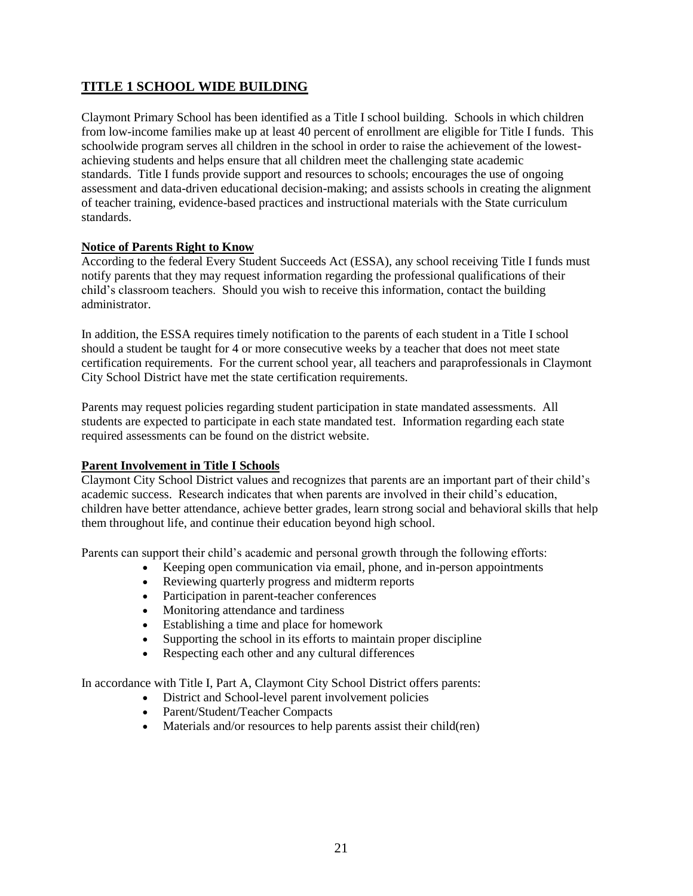## TITLE 1 SCHOOL WIDE BUILDING

Claymont Primary School has been identified as a Title I school building. Schools in which children from low-income families make up at least 40 percent of enrollment are eligible for Title I funds. This schoolwide program serves all children in the school in order to raise the achievement of the lowest-achieving students and helps ensure that all children meet the challenging state academic standards. Title I funds provide support and resources to schools; encourages the use of ongoing assessment and data-driven educational decision-making; and assists schools in creating the alignment of teacher training, evidence-based practices and instructional materials with the State curriculum standards.

### Notice of Parents Right to Know

According to the federal Every Student Succeeds Act (ESSA), any school receiving Title I funds must notify parents that they may request information regarding the professional qualifications of their child's classroom teachers. Should you wish to receive this information, contact the building administrator.

In addition, the ESSA requires timely notification to the parents of each student in a Title I school should a student be taught for 4 or more consecutive weeks by a teacher that does not meet state certification requirements. For the current school year, all teachers and paraprofessionals in Claymont City School District have met the state certification requirements.

Parents may request policies regarding student participation in state mandated assessments. All students are expected to participate in each state mandated test. Information regarding each state required assessments can be found on the district website.

### Parent Involvement in Title I Schools

Claymont City School District values and recognizes that parents are an important part of their child's academic success. Research indicates that when parents are involved in their child's education, children have better attendance, achieve better grades, learn strong social and behavioral skills that help them throughout life, and continue their education beyond high school.

Parents can support their child's academic and personal growth through the following efforts:

- Keeping open communication via email, phone, and in-person appointments
- Reviewing quarterly progress and midterm reports
- Participation in parent-teacher conferences
- Monitoring attendance and tardiness
- Establishing a time and place for homework
- Supporting the school in its efforts to maintain proper discipline
- Respecting each other and any cultural differences

In accordance with Title I, Part A, Claymont City School District offers parents:

- District and School-level parent involvement policies
- Parent/Student/Teacher Compacts
- Materials and/or resources to help parents assist their child(ren)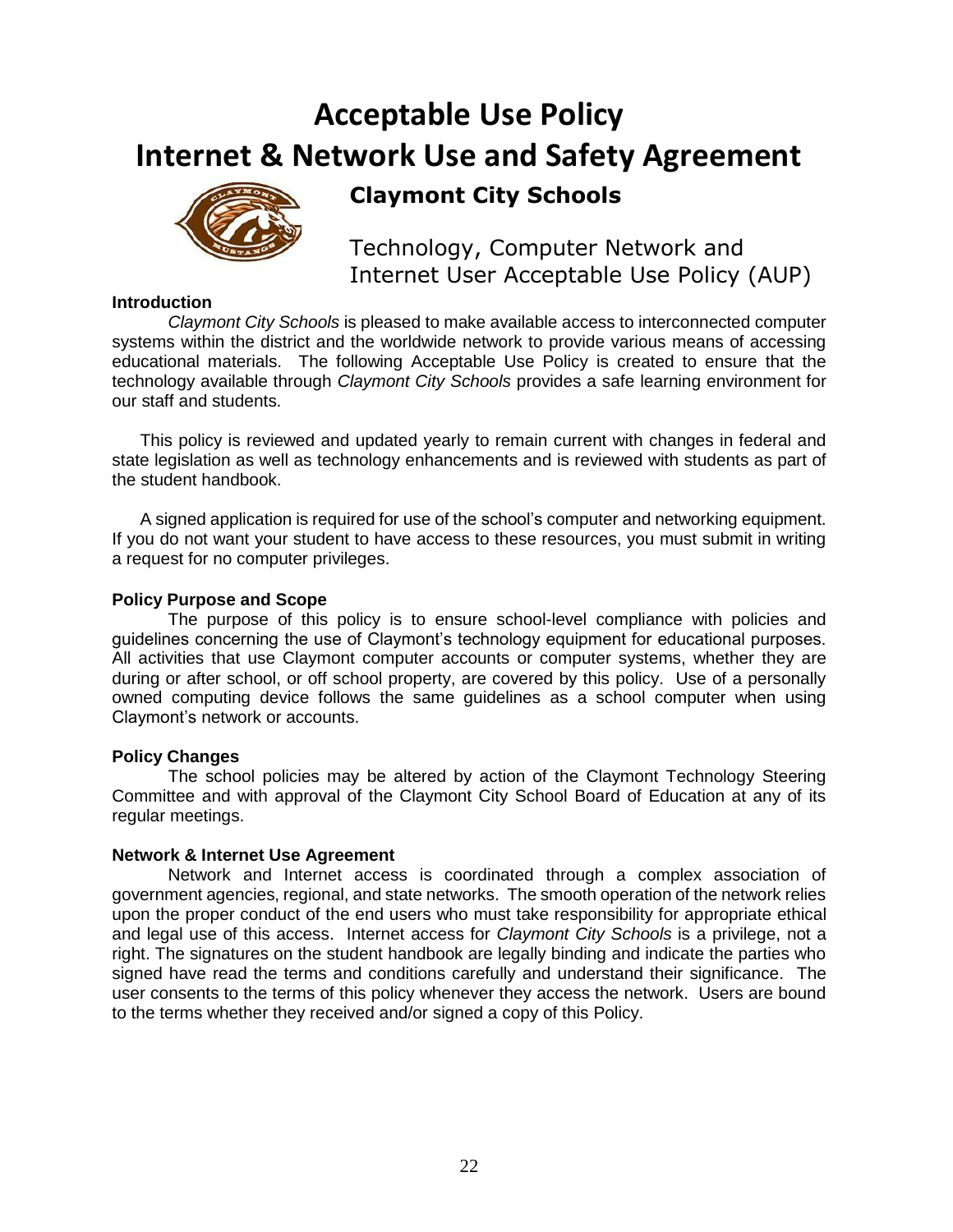# Acceptable Use Policy
# Internet & Network Use and Safety Agreement

## Claymont City Schools

Technology, Computer Network and Internet User Acceptable Use Policy (AUP)

**Introduction**

*Claymont City Schools* is pleased to make available access to interconnected computer systems within the district and the worldwide network to provide various means of accessing educational materials. The following Acceptable Use Policy is created to ensure that the technology available through *Claymont City Schools* provides a safe learning environment for our staff and students.

This policy is reviewed and updated yearly to remain current with changes in federal and state legislation as well as technology enhancements and is reviewed with students as part of the student handbook.

A signed application is required for use of the school's computer and networking equipment. If you do not want your student to have access to these resources, you must submit in writing a request for no computer privileges.

**Policy Purpose and Scope**

The purpose of this policy is to ensure school-level compliance with policies and guidelines concerning the use of Claymont's technology equipment for educational purposes. All activities that use Claymont computer accounts or computer systems, whether they are during or after school, or off school property, are covered by this policy. Use of a personally owned computing device follows the same guidelines as a school computer when using Claymont's network or accounts.

**Policy Changes**

The school policies may be altered by action of the Claymont Technology Steering Committee and with approval of the Claymont City School Board of Education at any of its regular meetings.

**Network & Internet Use Agreement**

Network and Internet access is coordinated through a complex association of government agencies, regional, and state networks. The smooth operation of the network relies upon the proper conduct of the end users who must take responsibility for appropriate ethical and legal use of this access. Internet access for *Claymont City Schools* is a privilege, not a right. The signatures on the student handbook are legally binding and indicate the parties who signed have read the terms and conditions carefully and understand their significance. The user consents to the terms of this policy whenever they access the network. Users are bound to the terms whether they received and/or signed a copy of this Policy.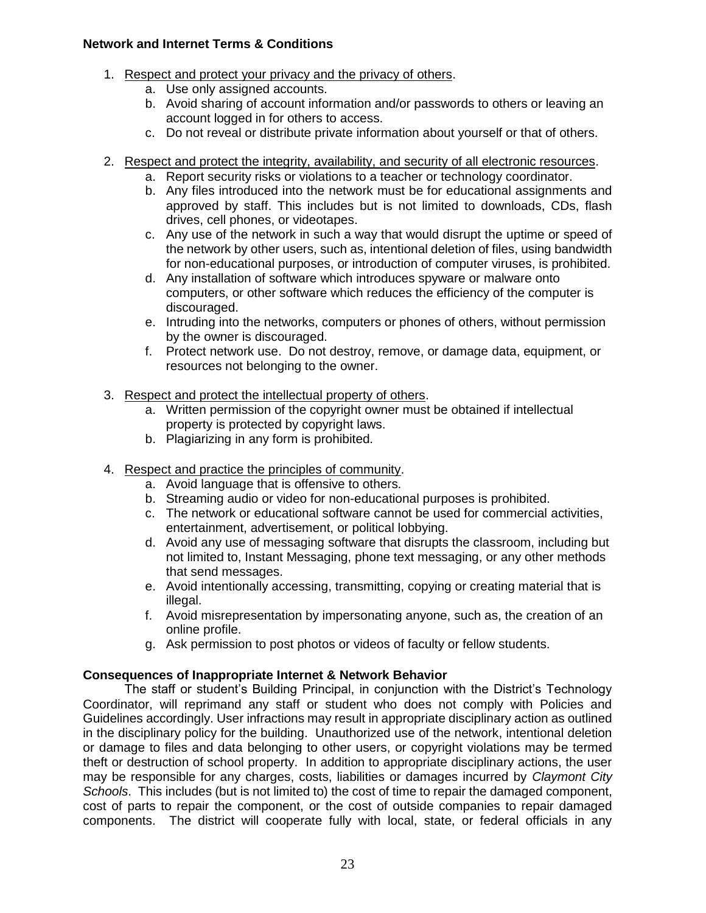**Network and Internet Terms & Conditions**

1. Respect and protect your privacy and the privacy of others.
    a. Use only assigned accounts.
    b. Avoid sharing of account information and/or passwords to others or leaving an account logged in for others to access.
    c. Do not reveal or distribute private information about yourself or that of others.

2. Respect and protect the integrity, availability, and security of all electronic resources.
    a. Report security risks or violations to a teacher or technology coordinator.
    b. Any files introduced into the network must be for educational assignments and approved by staff. This includes but is not limited to downloads, CDs, flash drives, cell phones, or videotapes.
    c. Any use of the network in such a way that would disrupt the uptime or speed of the network by other users, such as, intentional deletion of files, using bandwidth for non-educational purposes, or introduction of computer viruses, is prohibited.
    d. Any installation of software which introduces spyware or malware onto computers, or other software which reduces the efficiency of the computer is discouraged.
    e. Intruding into the networks, computers or phones of others, without permission by the owner is discouraged.
    f. Protect network use. Do not destroy, remove, or damage data, equipment, or resources not belonging to the owner.

3. Respect and protect the intellectual property of others.
    a. Written permission of the copyright owner must be obtained if intellectual property is protected by copyright laws.
    b. Plagiarizing in any form is prohibited.

4. Respect and practice the principles of community.
    a. Avoid language that is offensive to others.
    b. Streaming audio or video for non-educational purposes is prohibited.
    c. The network or educational software cannot be used for commercial activities, entertainment, advertisement, or political lobbying.
    d. Avoid any use of messaging software that disrupts the classroom, including but not limited to, Instant Messaging, phone text messaging, or any other methods that send messages.
    e. Avoid intentionally accessing, transmitting, copying or creating material that is illegal.
    f. Avoid misrepresentation by impersonating anyone, such as, the creation of an online profile.
    g. Ask permission to post photos or videos of faculty or fellow students.

**Consequences of Inappropriate Internet & Network Behavior**

The staff or student's Building Principal, in conjunction with the District's Technology Coordinator, will reprimand any staff or student who does not comply with Policies and Guidelines accordingly. User infractions may result in appropriate disciplinary action as outlined in the disciplinary policy for the building. Unauthorized use of the network, intentional deletion or damage to files and data belonging to other users, or copyright violations may be termed theft or destruction of school property. In addition to appropriate disciplinary actions, the user may be responsible for any charges, costs, liabilities or damages incurred by *Claymont City Schools*. This includes (but is not limited to) the cost of time to repair the damaged component, cost of parts to repair the component, or the cost of outside companies to repair damaged components. The district will cooperate fully with local, state, or federal officials in any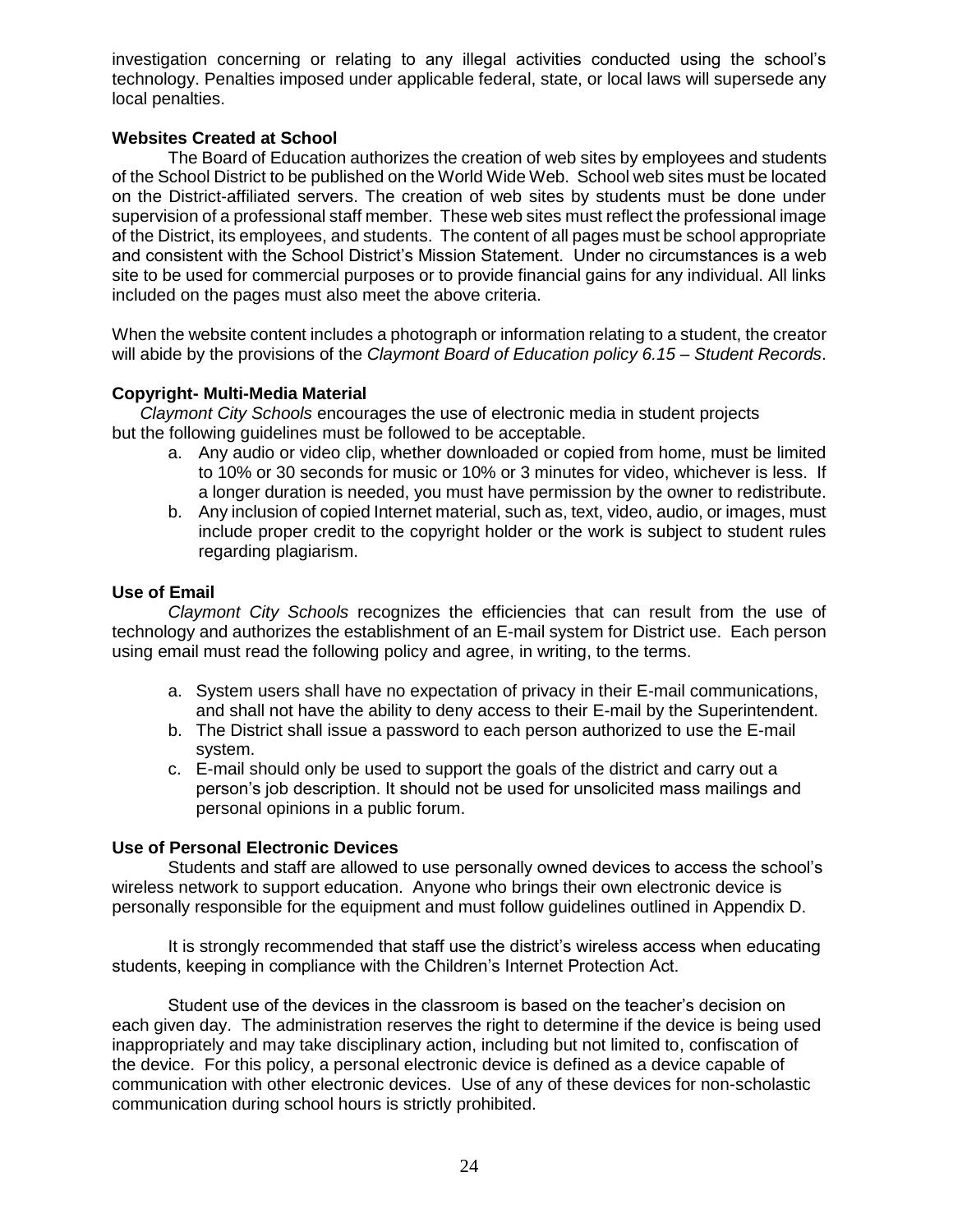investigation concerning or relating to any illegal activities conducted using the school's technology. Penalties imposed under applicable federal, state, or local laws will supersede any local penalties.

**Websites Created at School**

The Board of Education authorizes the creation of web sites by employees and students of the School District to be published on the World Wide Web. School web sites must be located on the District-affiliated servers. The creation of web sites by students must be done under supervision of a professional staff member. These web sites must reflect the professional image of the District, its employees, and students. The content of all pages must be school appropriate and consistent with the School District's Mission Statement. Under no circumstances is a web site to be used for commercial purposes or to provide financial gains for any individual. All links included on the pages must also meet the above criteria.

When the website content includes a photograph or information relating to a student, the creator will abide by the provisions of the *Claymont Board of Education policy 6.15 – Student Records*.

**Copyright- Multi-Media Material**

*Claymont City Schools* encourages the use of electronic media in student projects but the following guidelines must be followed to be acceptable.

a. Any audio or video clip, whether downloaded or copied from home, must be limited to 10% or 30 seconds for music or 10% or 3 minutes for video, whichever is less. If a longer duration is needed, you must have permission by the owner to redistribute.
b. Any inclusion of copied Internet material, such as, text, video, audio, or images, must include proper credit to the copyright holder or the work is subject to student rules regarding plagiarism.

**Use of Email**

*Claymont City Schools* recognizes the efficiencies that can result from the use of technology and authorizes the establishment of an E-mail system for District use. Each person using email must read the following policy and agree, in writing, to the terms.

a. System users shall have no expectation of privacy in their E-mail communications, and shall not have the ability to deny access to their E-mail by the Superintendent.
b. The District shall issue a password to each person authorized to use the E-mail system.
c. E-mail should only be used to support the goals of the district and carry out a person's job description. It should not be used for unsolicited mass mailings and personal opinions in a public forum.

**Use of Personal Electronic Devices**

Students and staff are allowed to use personally owned devices to access the school's wireless network to support education. Anyone who brings their own electronic device is personally responsible for the equipment and must follow guidelines outlined in Appendix D.

It is strongly recommended that staff use the district's wireless access when educating students, keeping in compliance with the Children's Internet Protection Act.

Student use of the devices in the classroom is based on the teacher's decision on each given day. The administration reserves the right to determine if the device is being used inappropriately and may take disciplinary action, including but not limited to, confiscation of the device. For this policy, a personal electronic device is defined as a device capable of communication with other electronic devices. Use of any of these devices for non-scholastic communication during school hours is strictly prohibited.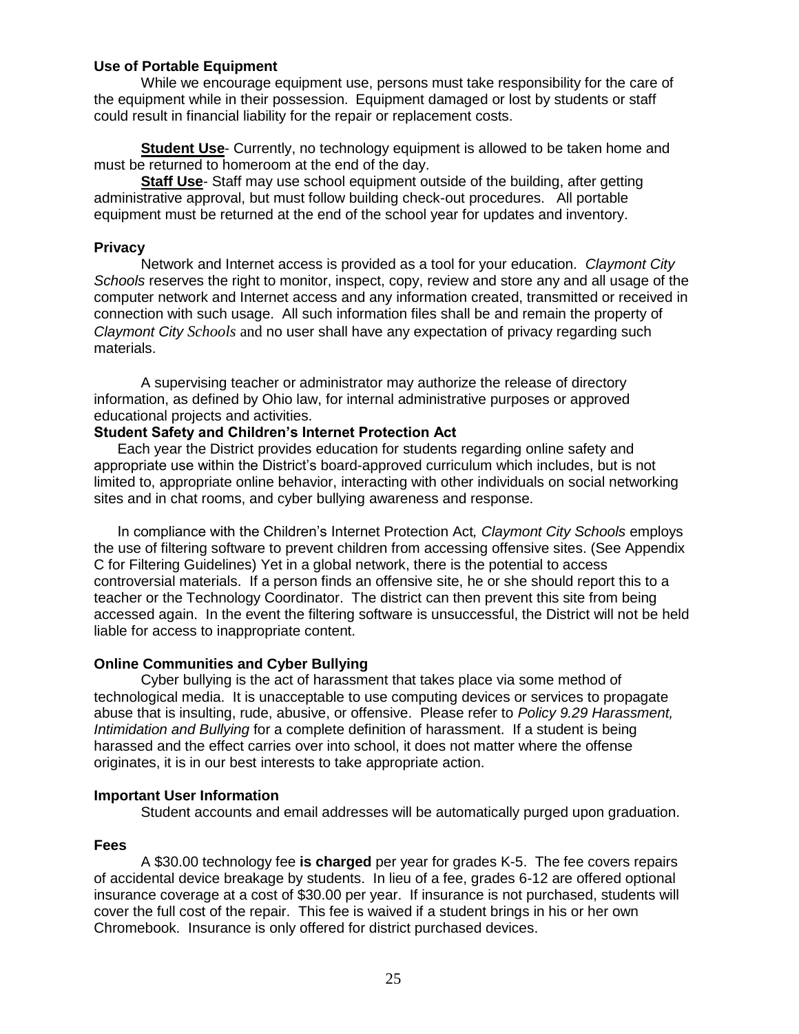**Use of Portable Equipment**

While we encourage equipment use, persons must take responsibility for the care of the equipment while in their possession. Equipment damaged or lost by students or staff could result in financial liability for the repair or replacement costs.

**Student Use**- Currently, no technology equipment is allowed to be taken home and must be returned to homeroom at the end of the day.

**Staff Use**- Staff may use school equipment outside of the building, after getting administrative approval, but must follow building check-out procedures. All portable equipment must be returned at the end of the school year for updates and inventory.

**Privacy**

Network and Internet access is provided as a tool for your education. *Claymont City Schools* reserves the right to monitor, inspect, copy, review and store any and all usage of the computer network and Internet access and any information created, transmitted or received in connection with such usage. All such information files shall be and remain the property of *Claymont City Schools* and no user shall have any expectation of privacy regarding such materials.

A supervising teacher or administrator may authorize the release of directory information, as defined by Ohio law, for internal administrative purposes or approved educational projects and activities.

**Student Safety and Children's Internet Protection Act**

Each year the District provides education for students regarding online safety and appropriate use within the District's board-approved curriculum which includes, but is not limited to, appropriate online behavior, interacting with other individuals on social networking sites and in chat rooms, and cyber bullying awareness and response.

In compliance with the Children's Internet Protection Act*, Claymont City Schools* employs the use of filtering software to prevent children from accessing offensive sites. (See Appendix C for Filtering Guidelines) Yet in a global network, there is the potential to access controversial materials. If a person finds an offensive site, he or she should report this to a teacher or the Technology Coordinator. The district can then prevent this site from being accessed again. In the event the filtering software is unsuccessful, the District will not be held liable for access to inappropriate content.

**Online Communities and Cyber Bullying**

Cyber bullying is the act of harassment that takes place via some method of technological media. It is unacceptable to use computing devices or services to propagate abuse that is insulting, rude, abusive, or offensive. Please refer to *Policy 9.29 Harassment, Intimidation and Bullying* for a complete definition of harassment. If a student is being harassed and the effect carries over into school, it does not matter where the offense originates, it is in our best interests to take appropriate action.

**Important User Information**

Student accounts and email addresses will be automatically purged upon graduation.

**Fees**

A $30.00 technology fee **is charged** per year for grades K-5. The fee covers repairs of accidental device breakage by students. In lieu of a fee, grades 6-12 are offered optional insurance coverage at a cost of $30.00 per year. If insurance is not purchased, students will cover the full cost of the repair. This fee is waived if a student brings in his or her own Chromebook. Insurance is only offered for district purchased devices.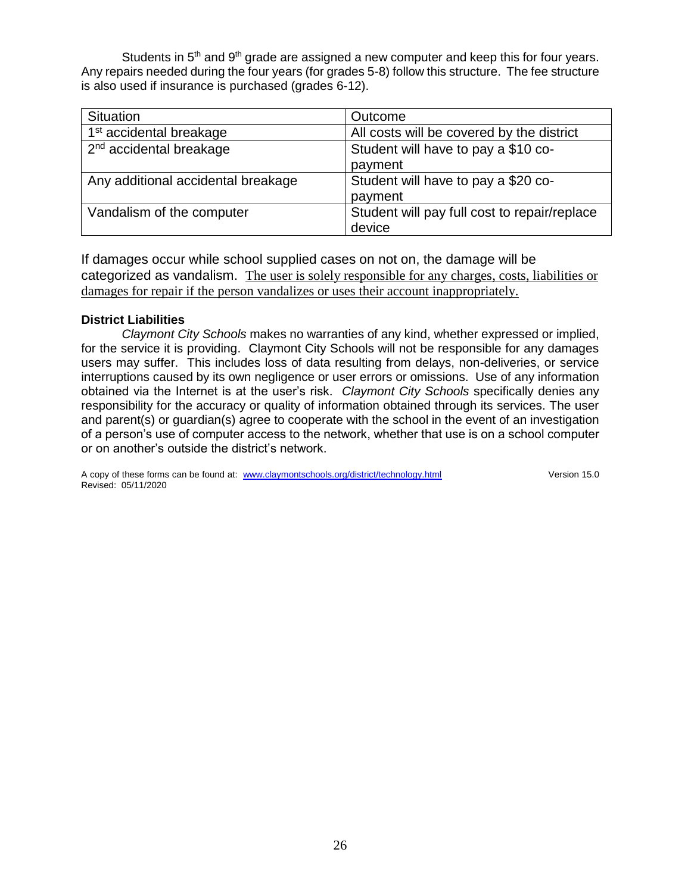Students in 5th and 9th grade are assigned a new computer and keep this for four years. Any repairs needed during the four years (for grades 5-8) follow this structure. The fee structure is also used if insurance is purchased (grades 6-12).

| Situation | Outcome |
|---|---|
| 1st accidental breakage | All costs will be covered by the district |
| 2nd accidental breakage | Student will have to pay a $10 co-payment |
| Any additional accidental breakage | Student will have to pay a $20 co-payment |
| Vandalism of the computer | Student will pay full cost to repair/replace device |

If damages occur while school supplied cases on not on, the damage will be categorized as vandalism. The user is solely responsible for any charges, costs, liabilities or damages for repair if the person vandalizes or uses their account inappropriately.

**District Liabilities**

*Claymont City Schools* makes no warranties of any kind, whether expressed or implied, for the service it is providing. Claymont City Schools will not be responsible for any damages users may suffer. This includes loss of data resulting from delays, non-deliveries, or service interruptions caused by its own negligence or user errors or omissions. Use of any information obtained via the Internet is at the user's risk. *Claymont City Schools* specifically denies any responsibility for the accuracy or quality of information obtained through its services. The user and parent(s) or guardian(s) agree to cooperate with the school in the event of an investigation of a person's use of computer access to the network, whether that use is on a school computer or on another's outside the district's network.

A copy of these forms can be found at: www.claymontschools.org/district/technology.html Version 15.0
Revised: 05/11/2020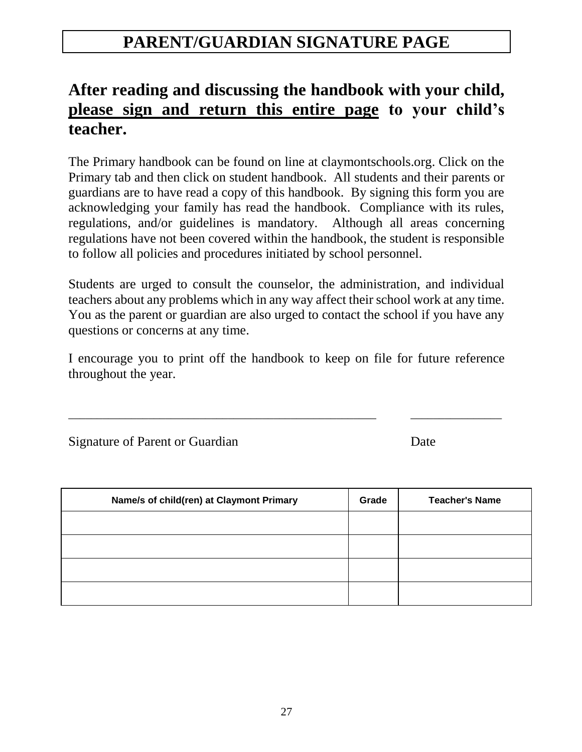# PARENT/GUARDIAN SIGNATURE PAGE

## After reading and discussing the handbook with your child, **<u>please sign and return this entire page</u>** to your child's teacher.

The Primary handbook can be found on line at claymontschools.org. Click on the Primary tab and then click on student handbook. All students and their parents or guardians are to have read a copy of this handbook. By signing this form you are acknowledging your family has read the handbook. Compliance with its rules, regulations, and/or guidelines is mandatory. Although all areas concerning regulations have not been covered within the handbook, the student is responsible to follow all policies and procedures initiated by school personnel.

Students are urged to consult the counselor, the administration, and individual teachers about any problems which in any way affect their school work at any time. You as the parent or guardian are also urged to contact the school if you have any questions or concerns at any time.

I encourage you to print off the handbook to keep on file for future reference throughout the year.

\_\_\_\_\_\_\_\_\_\_\_\_\_\_\_\_\_\_\_\_\_\_\_\_\_\_\_\_\_\_\_\_\_\_\_\_\_\_\_\_\_\_\_\_\_\_\_\_ \_\_\_\_\_\_\_\_\_\_\_\_\_\_\_

Signature of Parent or Guardian Date

| Name/s of child(ren) at Claymont Primary | Grade | Teacher's Name |
|---|---|---|
| | | |
| | | |
| | | |
| | | |